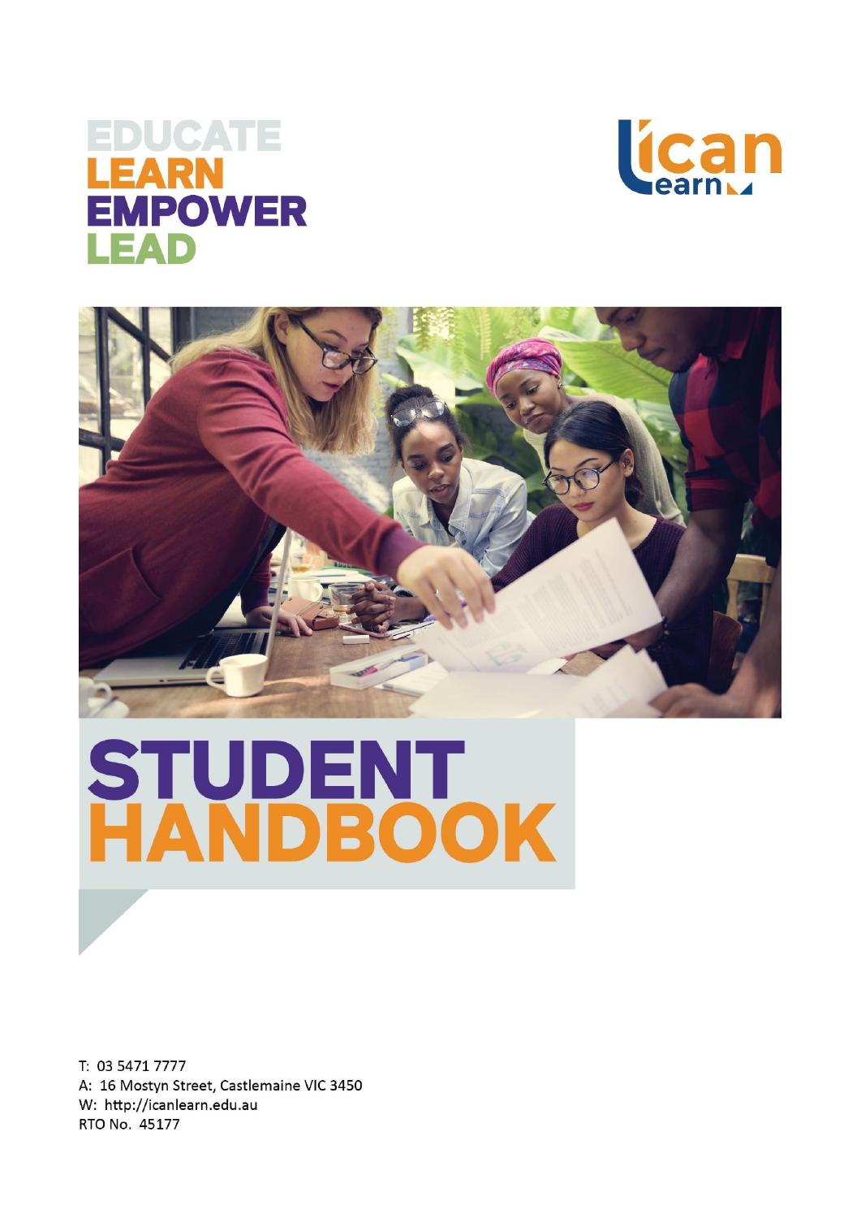EDUCATE
LEARN
EMPOWER
LEAD

ican learn

# STUDENT HANDBOOK

T: 03 5471 7777
A: 16 Mostyn Street, Castlemaine VIC 3450
W: http://icanlearn.edu.au
RTO No. 45177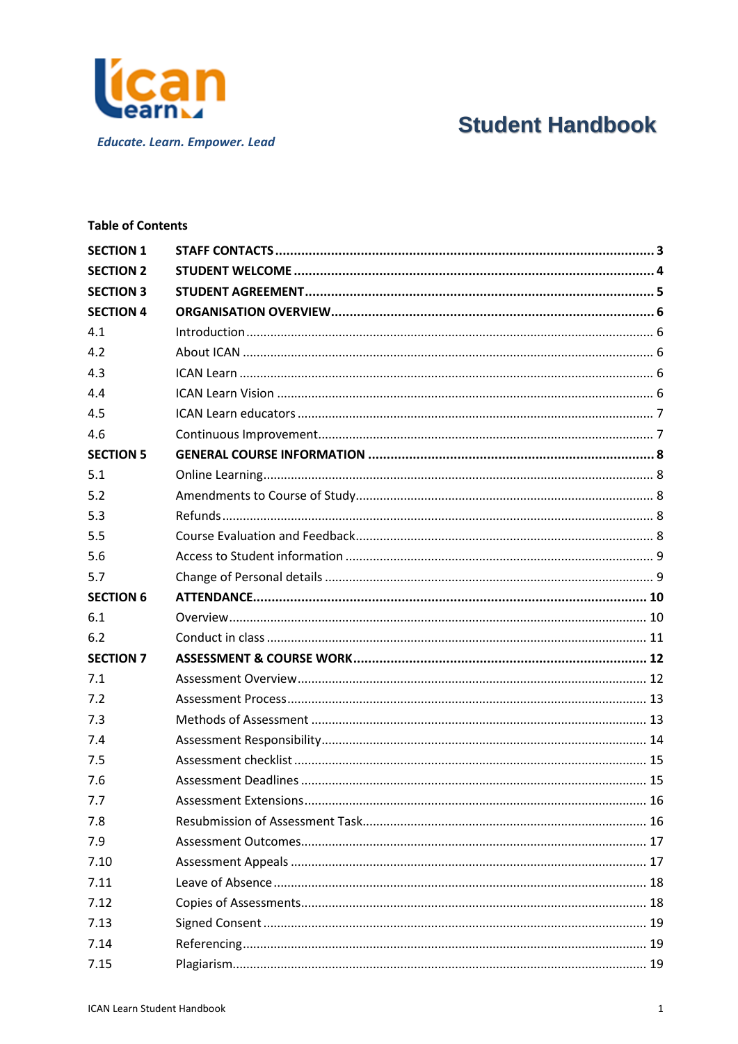Educate. Learn. Empower. Lead

# Student Handbook

**Table of Contents**

| | | |
|---|---|---|
| **SECTION 1** | **STAFF CONTACTS** | **3** |
| **SECTION 2** | **STUDENT WELCOME** | **4** |
| **SECTION 3** | **STUDENT AGREEMENT** | **5** |
| **SECTION 4** | **ORGANISATION OVERVIEW** | **6** |
| 4.1 | Introduction | 6 |
| 4.2 | About ICAN | 6 |
| 4.3 | ICAN Learn | 6 |
| 4.4 | ICAN Learn Vision | 6 |
| 4.5 | ICAN Learn educators | 7 |
| 4.6 | Continuous Improvement | 7 |
| **SECTION 5** | **GENERAL COURSE INFORMATION** | **8** |
| 5.1 | Online Learning | 8 |
| 5.2 | Amendments to Course of Study | 8 |
| 5.3 | Refunds | 8 |
| 5.5 | Course Evaluation and Feedback | 8 |
| 5.6 | Access to Student information | 9 |
| 5.7 | Change of Personal details | 9 |
| **SECTION 6** | **ATTENDANCE** | **10** |
| 6.1 | Overview | 10 |
| 6.2 | Conduct in class | 11 |
| **SECTION 7** | **ASSESSMENT & COURSE WORK** | **12** |
| 7.1 | Assessment Overview | 12 |
| 7.2 | Assessment Process | 13 |
| 7.3 | Methods of Assessment | 13 |
| 7.4 | Assessment Responsibility | 14 |
| 7.5 | Assessment checklist | 15 |
| 7.6 | Assessment Deadlines | 15 |
| 7.7 | Assessment Extensions | 16 |
| 7.8 | Resubmission of Assessment Task | 16 |
| 7.9 | Assessment Outcomes | 17 |
| 7.10 | Assessment Appeals | 17 |
| 7.11 | Leave of Absence | 18 |
| 7.12 | Copies of Assessments | 18 |
| 7.13 | Signed Consent | 19 |
| 7.14 | Referencing | 19 |
| 7.15 | Plagiarism | 19 |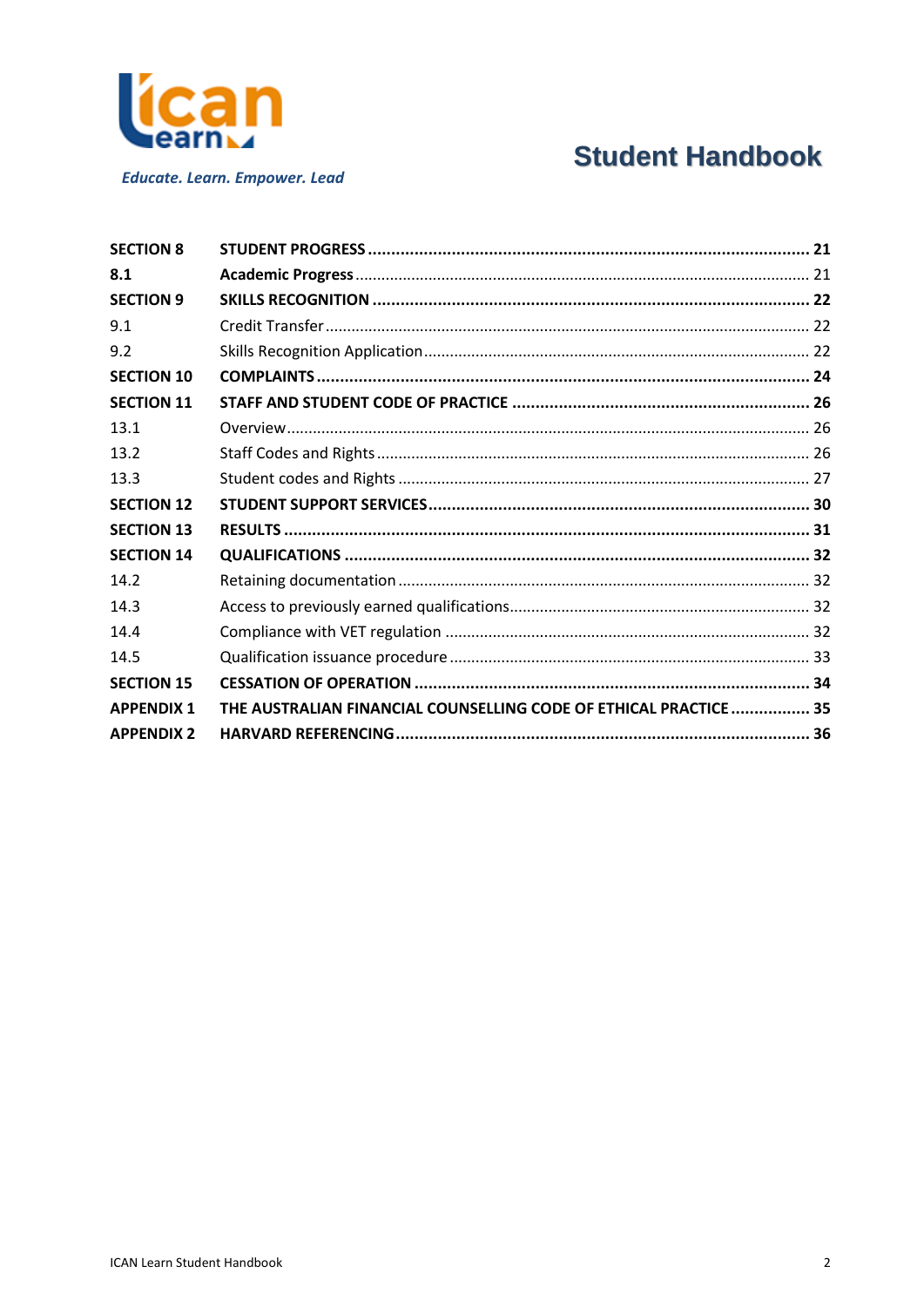| | | |
|---|---|---|
| **SECTION 8** | **STUDENT PROGRESS** | **21** |
| **8.1** | **Academic Progress** | 21 |
| **SECTION 9** | **SKILLS RECOGNITION** | **22** |
| 9.1 | Credit Transfer | 22 |
| 9.2 | Skills Recognition Application | 22 |
| **SECTION 10** | **COMPLAINTS** | **24** |
| **SECTION 11** | **STAFF AND STUDENT CODE OF PRACTICE** | **26** |
| 13.1 | Overview | 26 |
| 13.2 | Staff Codes and Rights | 26 |
| 13.3 | Student codes and Rights | 27 |
| **SECTION 12** | **STUDENT SUPPORT SERVICES** | **30** |
| **SECTION 13** | **RESULTS** | **31** |
| **SECTION 14** | **QUALIFICATIONS** | **32** |
| 14.2 | Retaining documentation | 32 |
| 14.3 | Access to previously earned qualifications | 32 |
| 14.4 | Compliance with VET regulation | 32 |
| 14.5 | Qualification issuance procedure | 33 |
| **SECTION 15** | **CESSATION OF OPERATION** | **34** |
| **APPENDIX 1** | **THE AUSTRALIAN FINANCIAL COUNSELLING CODE OF ETHICAL PRACTICE** | **35** |
| **APPENDIX 2** | **HARVARD REFERENCING** | **36** |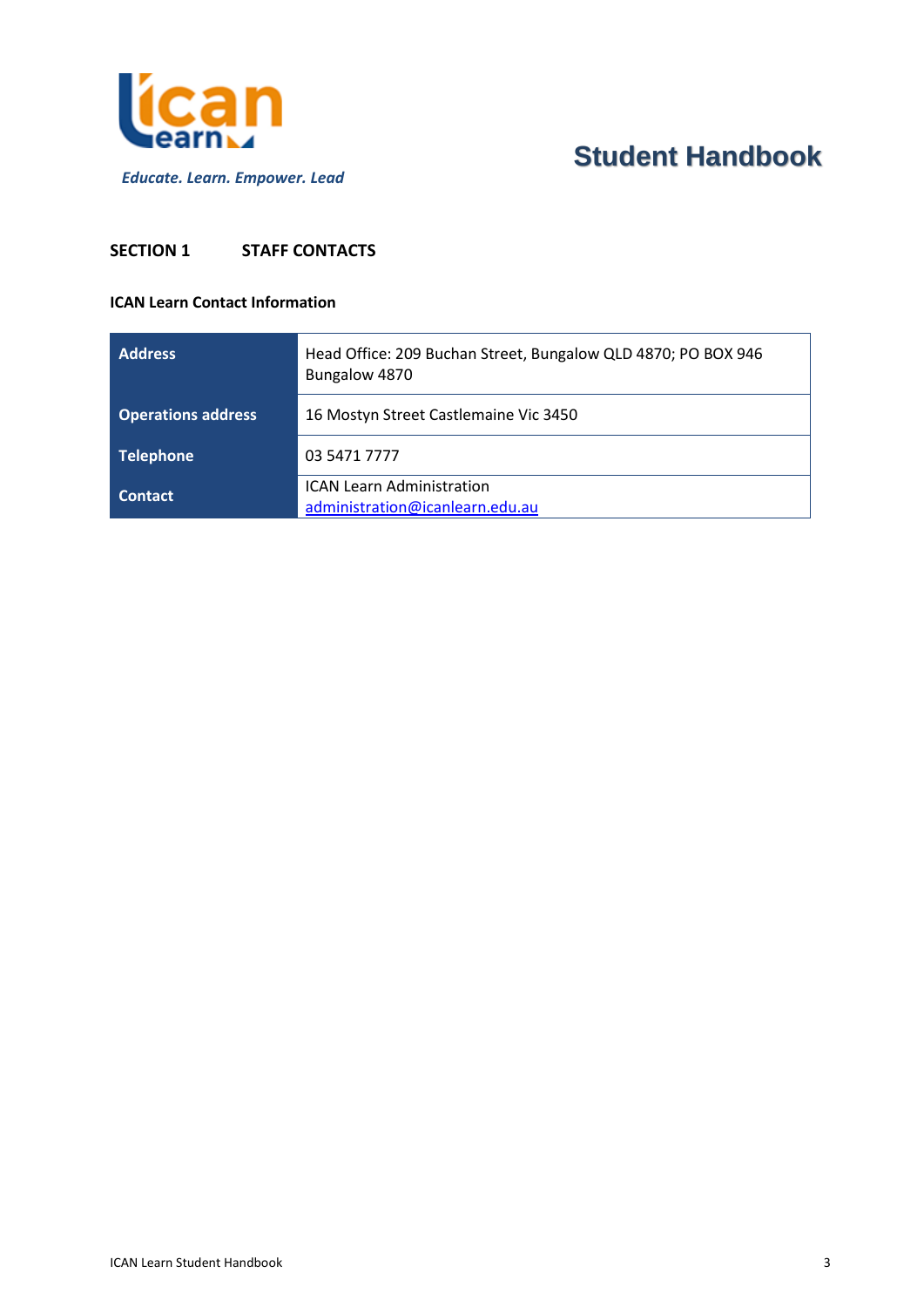Educate. Learn. Empower. Lead

# Student Handbook

## SECTION 1 STAFF CONTACTS

**ICAN Learn Contact Information**

| | |
|---|---|
| **Address** | Head Office: 209 Buchan Street, Bungalow QLD 4870; PO BOX 946 Bungalow 4870 |
| **Operations address** | 16 Mostyn Street Castlemaine Vic 3450 |
| **Telephone** | 03 5471 7777 |
| **Contact** | ICAN Learn Administration administration@icanlearn.edu.au |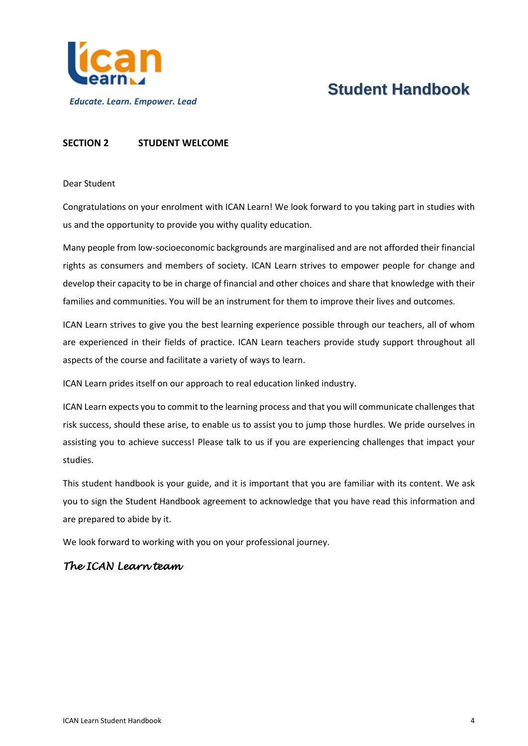## SECTION 2 STUDENT WELCOME

Dear Student

Congratulations on your enrolment with ICAN Learn! We look forward to you taking part in studies with us and the opportunity to provide you withy quality education.

Many people from low-socioeconomic backgrounds are marginalised and are not afforded their financial rights as consumers and members of society. ICAN Learn strives to empower people for change and develop their capacity to be in charge of financial and other choices and share that knowledge with their families and communities. You will be an instrument for them to improve their lives and outcomes.

ICAN Learn strives to give you the best learning experience possible through our teachers, all of whom are experienced in their fields of practice. ICAN Learn teachers provide study support throughout all aspects of the course and facilitate a variety of ways to learn.

ICAN Learn prides itself on our approach to real education linked industry.

ICAN Learn expects you to commit to the learning process and that you will communicate challenges that risk success, should these arise, to enable us to assist you to jump those hurdles. We pride ourselves in assisting you to achieve success! Please talk to us if you are experiencing challenges that impact your studies.

This student handbook is your guide, and it is important that you are familiar with its content. We ask you to sign the Student Handbook agreement to acknowledge that you have read this information and are prepared to abide by it.

We look forward to working with you on your professional journey.

*The ICAN Learn team*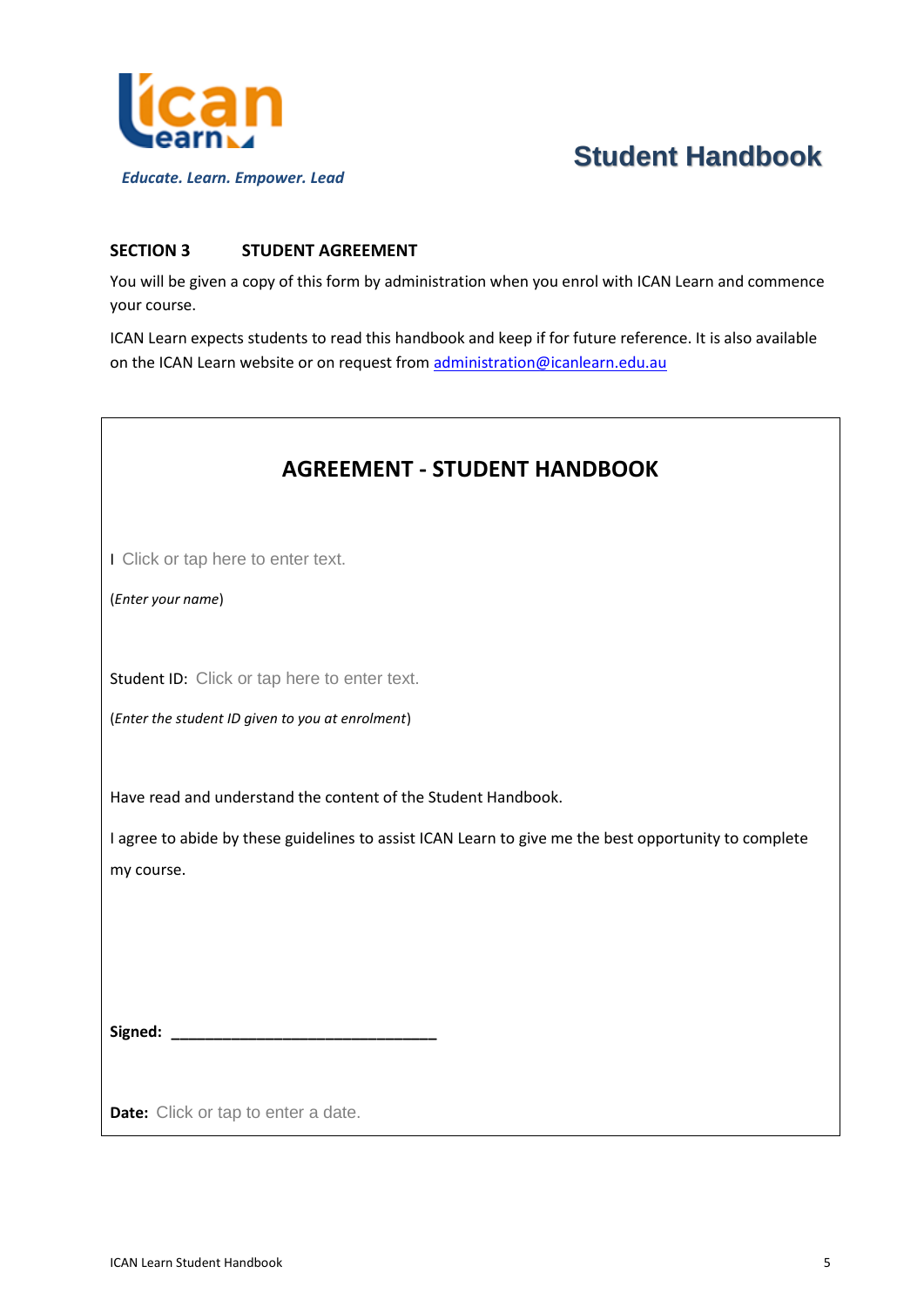## SECTION 3 STUDENT AGREEMENT

You will be given a copy of this form by administration when you enrol with ICAN Learn and commence your course.

ICAN Learn expects students to read this handbook and keep if for future reference. It is also available on the ICAN Learn website or on request from [administration@icanlearn.edu.au](mailto:administration@icanlearn.edu.au)

### AGREEMENT - STUDENT HANDBOOK

I Click or tap here to enter text.

(*Enter your name*)

Student ID: Click or tap here to enter text.

(*Enter the student ID given to you at enrolment*)

Have read and understand the content of the Student Handbook.

I agree to abide by these guidelines to assist ICAN Learn to give me the best opportunity to complete my course.

**Signed:** ________________________________

**Date:** Click or tap to enter a date.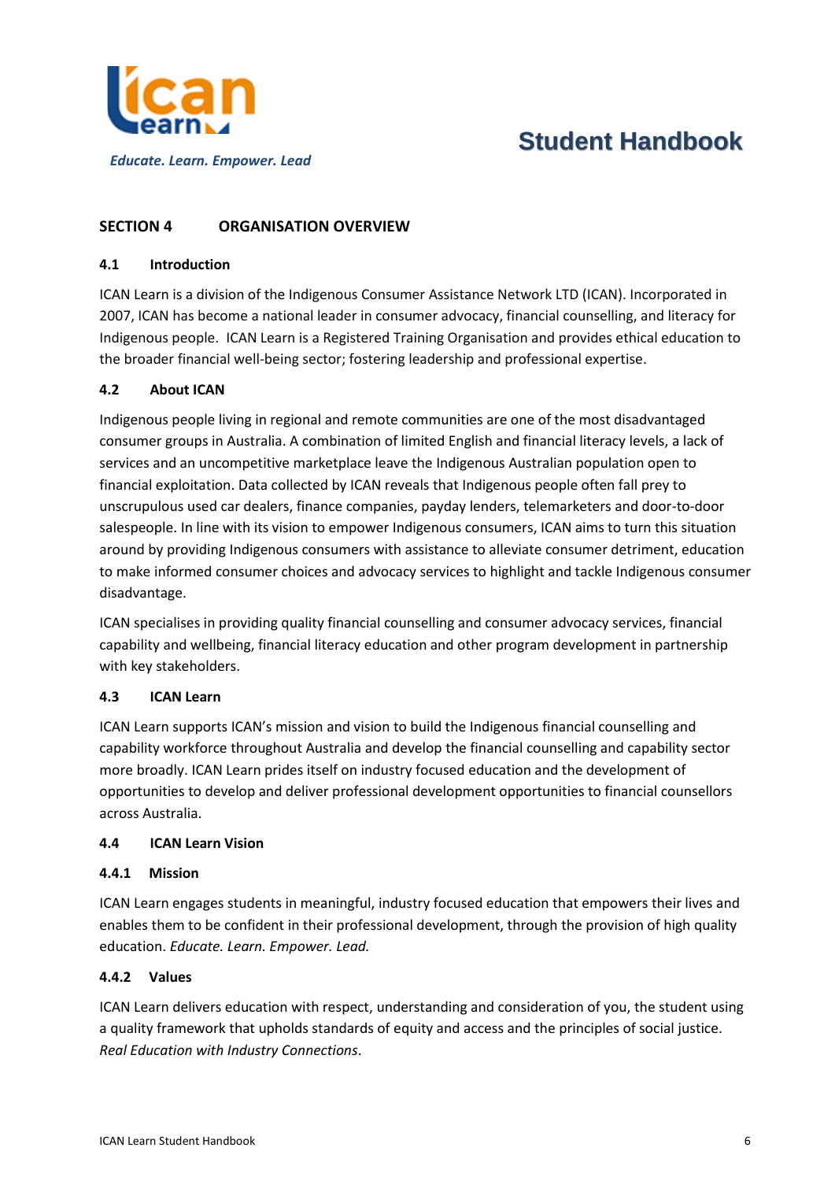## SECTION 4 ORGANISATION OVERVIEW

### 4.1 Introduction

ICAN Learn is a division of the Indigenous Consumer Assistance Network LTD (ICAN). Incorporated in 2007, ICAN has become a national leader in consumer advocacy, financial counselling, and literacy for Indigenous people. ICAN Learn is a Registered Training Organisation and provides ethical education to the broader financial well-being sector; fostering leadership and professional expertise.

### 4.2 About ICAN

Indigenous people living in regional and remote communities are one of the most disadvantaged consumer groups in Australia. A combination of limited English and financial literacy levels, a lack of services and an uncompetitive marketplace leave the Indigenous Australian population open to financial exploitation. Data collected by ICAN reveals that Indigenous people often fall prey to unscrupulous used car dealers, finance companies, payday lenders, telemarketers and door-to-door salespeople. In line with its vision to empower Indigenous consumers, ICAN aims to turn this situation around by providing Indigenous consumers with assistance to alleviate consumer detriment, education to make informed consumer choices and advocacy services to highlight and tackle Indigenous consumer disadvantage.

ICAN specialises in providing quality financial counselling and consumer advocacy services, financial capability and wellbeing, financial literacy education and other program development in partnership with key stakeholders.

### 4.3 ICAN Learn

ICAN Learn supports ICAN's mission and vision to build the Indigenous financial counselling and capability workforce throughout Australia and develop the financial counselling and capability sector more broadly. ICAN Learn prides itself on industry focused education and the development of opportunities to develop and deliver professional development opportunities to financial counsellors across Australia.

### 4.4 ICAN Learn Vision

#### 4.4.1 Mission

ICAN Learn engages students in meaningful, industry focused education that empowers their lives and enables them to be confident in their professional development, through the provision of high quality education. *Educate. Learn. Empower. Lead.*

#### 4.4.2 Values

ICAN Learn delivers education with respect, understanding and consideration of you, the student using a quality framework that upholds standards of equity and access and the principles of social justice. *Real Education with Industry Connections*.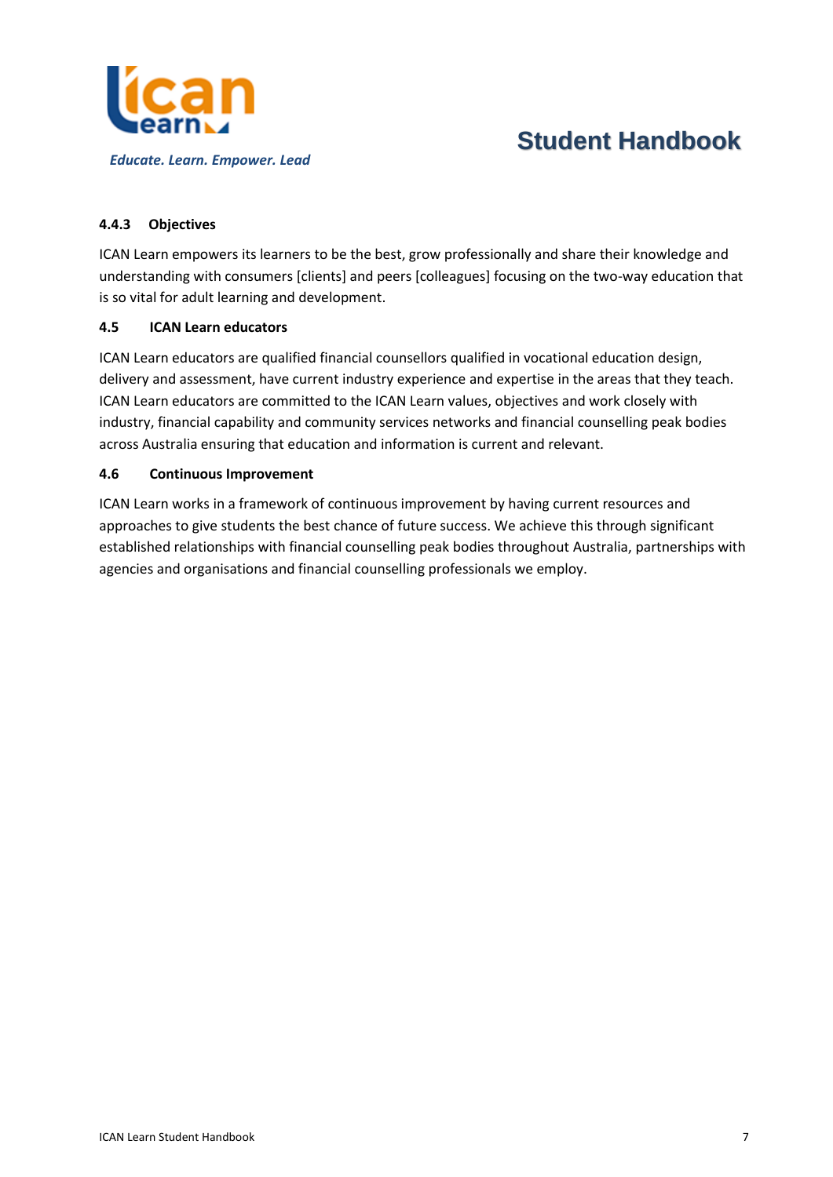#### 4.4.3 Objectives

ICAN Learn empowers its learners to be the best, grow professionally and share their knowledge and understanding with consumers [clients] and peers [colleagues] focusing on the two-way education that is so vital for adult learning and development.

### 4.5 ICAN Learn educators

ICAN Learn educators are qualified financial counsellors qualified in vocational education design, delivery and assessment, have current industry experience and expertise in the areas that they teach. ICAN Learn educators are committed to the ICAN Learn values, objectives and work closely with industry, financial capability and community services networks and financial counselling peak bodies across Australia ensuring that education and information is current and relevant.

### 4.6 Continuous Improvement

ICAN Learn works in a framework of continuous improvement by having current resources and approaches to give students the best chance of future success. We achieve this through significant established relationships with financial counselling peak bodies throughout Australia, partnerships with agencies and organisations and financial counselling professionals we employ.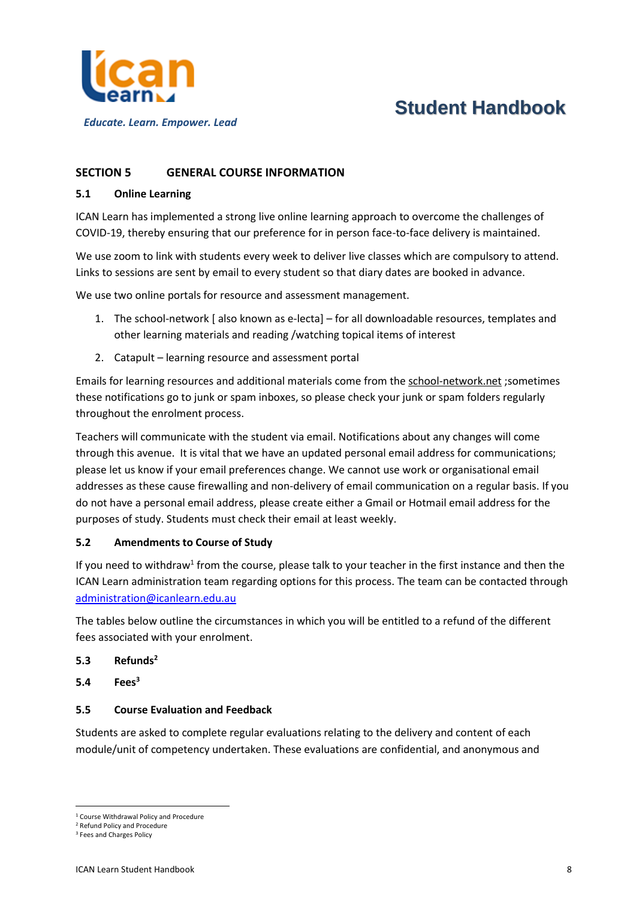## SECTION 5 GENERAL COURSE INFORMATION

### 5.1 Online Learning

ICAN Learn has implemented a strong live online learning approach to overcome the challenges of COVID-19, thereby ensuring that our preference for in person face-to-face delivery is maintained.

We use zoom to link with students every week to deliver live classes which are compulsory to attend. Links to sessions are sent by email to every student so that diary dates are booked in advance.

We use two online portals for resource and assessment management.

1. The school-network [ also known as e-lecta] – for all downloadable resources, templates and other learning materials and reading /watching topical items of interest
2. Catapult – learning resource and assessment portal

Emails for learning resources and additional materials come from the school-network.net ;sometimes these notifications go to junk or spam inboxes, so please check your junk or spam folders regularly throughout the enrolment process.

Teachers will communicate with the student via email. Notifications about any changes will come through this avenue. It is vital that we have an updated personal email address for communications; please let us know if your email preferences change. We cannot use work or organisational email addresses as these cause firewalling and non-delivery of email communication on a regular basis. If you do not have a personal email address, please create either a Gmail or Hotmail email address for the purposes of study. Students must check their email at least weekly.

### 5.2 Amendments to Course of Study

If you need to withdraw[1] from the course, please talk to your teacher in the first instance and then the ICAN Learn administration team regarding options for this process. The team can be contacted through administration@icanlearn.edu.au

The tables below outline the circumstances in which you will be entitled to a refund of the different fees associated with your enrolment.

### 5.3 Refunds[2]

### 5.4 Fees[3]

### 5.5 Course Evaluation and Feedback

Students are asked to complete regular evaluations relating to the delivery and content of each module/unit of competency undertaken. These evaluations are confidential, and anonymous and

---

[1] Course Withdrawal Policy and Procedure
[2] Refund Policy and Procedure
[3] Fees and Charges Policy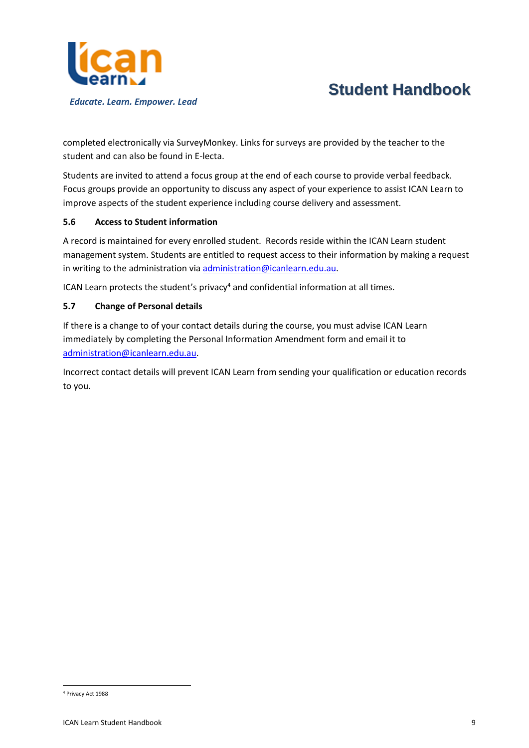completed electronically via SurveyMonkey. Links for surveys are provided by the teacher to the student and can also be found in E-lecta.

Students are invited to attend a focus group at the end of each course to provide verbal feedback. Focus groups provide an opportunity to discuss any aspect of your experience to assist ICAN Learn to improve aspects of the student experience including course delivery and assessment.

### 5.6 Access to Student information

A record is maintained for every enrolled student. Records reside within the ICAN Learn student management system. Students are entitled to request access to their information by making a request in writing to the administration via administration@icanlearn.edu.au.

ICAN Learn protects the student's privacy[4] and confidential information at all times.

### 5.7 Change of Personal details

If there is a change to of your contact details during the course, you must advise ICAN Learn immediately by completing the Personal Information Amendment form and email it to administration@icanlearn.edu.au.

Incorrect contact details will prevent ICAN Learn from sending your qualification or education records to you.

---

[4] Privacy Act 1988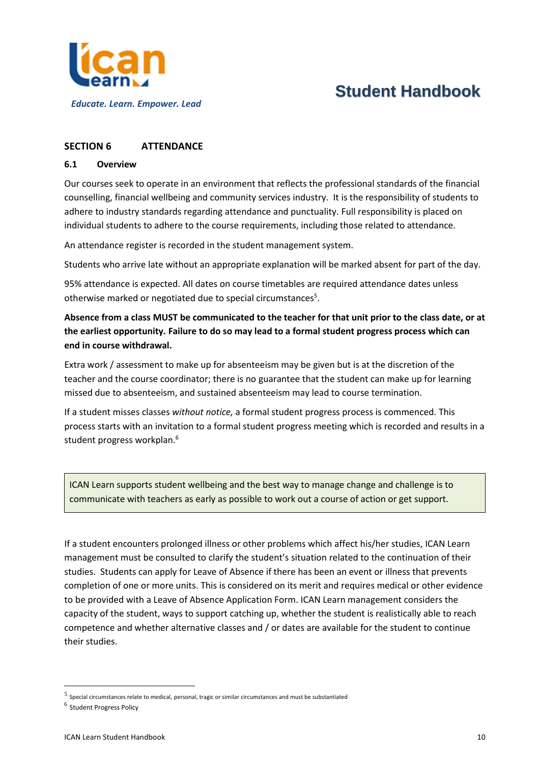## SECTION 6 ATTENDANCE

### 6.1 Overview

Our courses seek to operate in an environment that reflects the professional standards of the financial counselling, financial wellbeing and community services industry. It is the responsibility of students to adhere to industry standards regarding attendance and punctuality. Full responsibility is placed on individual students to adhere to the course requirements, including those related to attendance.

An attendance register is recorded in the student management system.

Students who arrive late without an appropriate explanation will be marked absent for part of the day.

95% attendance is expected. All dates on course timetables are required attendance dates unless otherwise marked or negotiated due to special circumstances[5].

**Absence from a class MUST be communicated to the teacher for that unit prior to the class date, or at the earliest opportunity. Failure to do so may lead to a formal student progress process which can end in course withdrawal.**

Extra work / assessment to make up for absenteeism may be given but is at the discretion of the teacher and the course coordinator; there is no guarantee that the student can make up for learning missed due to absenteeism, and sustained absenteeism may lead to course termination.

If a student misses classes *without notice,* a formal student progress process is commenced. This process starts with an invitation to a formal student progress meeting which is recorded and results in a student progress workplan.[6]

> ICAN Learn supports student wellbeing and the best way to manage change and challenge is to communicate with teachers as early as possible to work out a course of action or get support.

If a student encounters prolonged illness or other problems which affect his/her studies, ICAN Learn management must be consulted to clarify the student's situation related to the continuation of their studies. Students can apply for Leave of Absence if there has been an event or illness that prevents completion of one or more units. This is considered on its merit and requires medical or other evidence to be provided with a Leave of Absence Application Form. ICAN Learn management considers the capacity of the student, ways to support catching up, whether the student is realistically able to reach competence and whether alternative classes and / or dates are available for the student to continue their studies.

---

[5] Special circumstances relate to medical, personal, tragic or similar circumstances and must be substantiated

[6] Student Progress Policy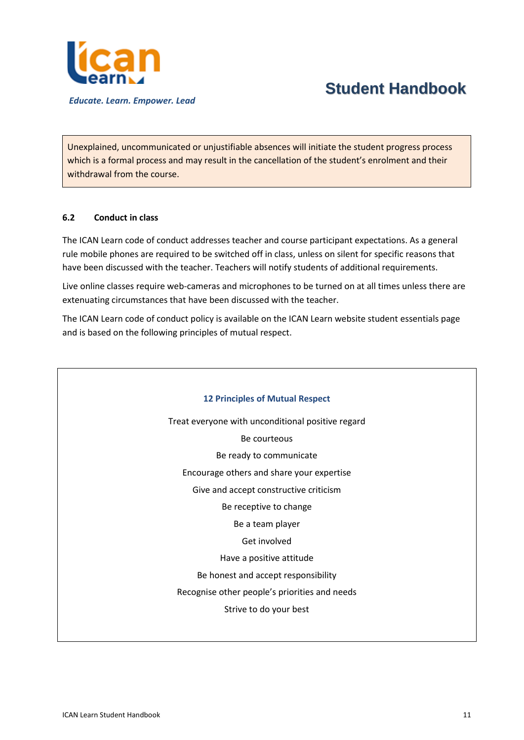Unexplained, uncommunicated or unjustifiable absences will initiate the student progress process which is a formal process and may result in the cancellation of the student's enrolment and their withdrawal from the course.

### 6.2 Conduct in class

The ICAN Learn code of conduct addresses teacher and course participant expectations. As a general rule mobile phones are required to be switched off in class, unless on silent for specific reasons that have been discussed with the teacher. Teachers will notify students of additional requirements.

Live online classes require web-cameras and microphones to be turned on at all times unless there are extenuating circumstances that have been discussed with the teacher.

The ICAN Learn code of conduct policy is available on the ICAN Learn website student essentials page and is based on the following principles of mutual respect.

**12 Principles of Mutual Respect**

Treat everyone with unconditional positive regard

Be courteous

Be ready to communicate

Encourage others and share your expertise

Give and accept constructive criticism

Be receptive to change

Be a team player

Get involved

Have a positive attitude

Be honest and accept responsibility

Recognise other people's priorities and needs

Strive to do your best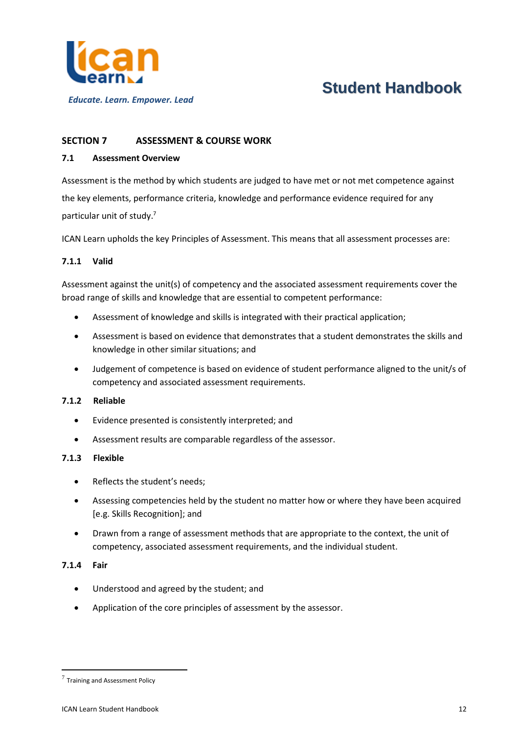## SECTION 7 ASSESSMENT & COURSE WORK

### 7.1 Assessment Overview

Assessment is the method by which students are judged to have met or not met competence against the key elements, performance criteria, knowledge and performance evidence required for any particular unit of study.[7]

ICAN Learn upholds the key Principles of Assessment. This means that all assessment processes are:

#### 7.1.1 Valid

Assessment against the unit(s) of competency and the associated assessment requirements cover the broad range of skills and knowledge that are essential to competent performance:

- Assessment of knowledge and skills is integrated with their practical application;
- Assessment is based on evidence that demonstrates that a student demonstrates the skills and knowledge in other similar situations; and
- Judgement of competence is based on evidence of student performance aligned to the unit/s of competency and associated assessment requirements.

#### 7.1.2 Reliable

- Evidence presented is consistently interpreted; and
- Assessment results are comparable regardless of the assessor.

#### 7.1.3 Flexible

- Reflects the student's needs;
- Assessing competencies held by the student no matter how or where they have been acquired [e.g. Skills Recognition]; and
- Drawn from a range of assessment methods that are appropriate to the context, the unit of competency, associated assessment requirements, and the individual student.

#### 7.1.4 Fair

- Understood and agreed by the student; and
- Application of the core principles of assessment by the assessor.

---

[7] Training and Assessment Policy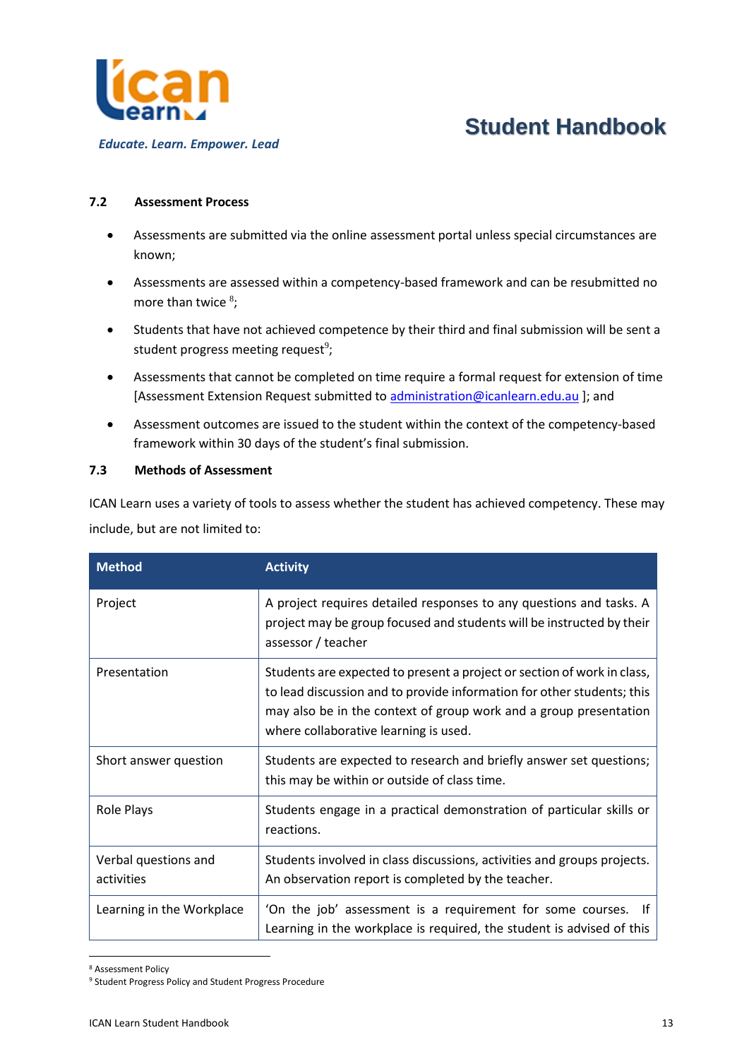### 7.2 Assessment Process

- Assessments are submitted via the online assessment portal unless special circumstances are known;
- Assessments are assessed within a competency-based framework and can be resubmitted no more than twice [8];
- Students that have not achieved competence by their third and final submission will be sent a student progress meeting request[9];
- Assessments that cannot be completed on time require a formal request for extension of time [Assessment Extension Request submitted to administration@icanlearn.edu.au ]; and
- Assessment outcomes are issued to the student within the context of the competency-based framework within 30 days of the student's final submission.

### 7.3 Methods of Assessment

ICAN Learn uses a variety of tools to assess whether the student has achieved competency. These may include, but are not limited to:

| Method | Activity |
|---|---|
| Project | A project requires detailed responses to any questions and tasks. A project may be group focused and students will be instructed by their assessor / teacher |
| Presentation | Students are expected to present a project or section of work in class, to lead discussion and to provide information for other students; this may also be in the context of group work and a group presentation where collaborative learning is used. |
| Short answer question | Students are expected to research and briefly answer set questions; this may be within or outside of class time. |
| Role Plays | Students engage in a practical demonstration of particular skills or reactions. |
| Verbal questions and activities | Students involved in class discussions, activities and groups projects. An observation report is completed by the teacher. |
| Learning in the Workplace | 'On the job' assessment is a requirement for some courses. If Learning in the workplace is required, the student is advised of this |

[8] Assessment Policy
[9] Student Progress Policy and Student Progress Procedure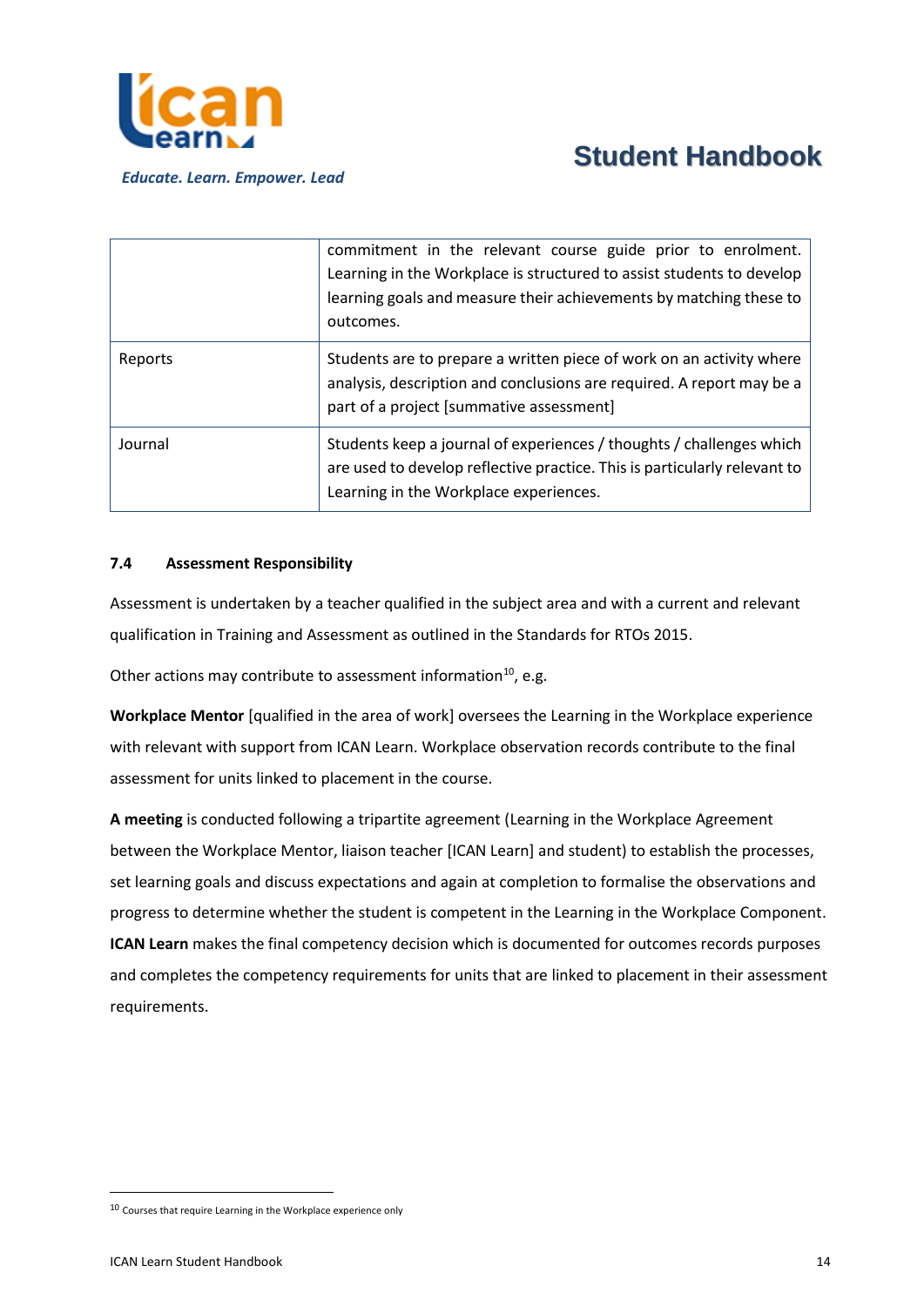|  |  |
| --- | --- |
|  | commitment in the relevant course guide prior to enrolment. Learning in the Workplace is structured to assist students to develop learning goals and measure their achievements by matching these to outcomes. |
| Reports | Students are to prepare a written piece of work on an activity where analysis, description and conclusions are required. A report may be a part of a project [summative assessment] |
| Journal | Students keep a journal of experiences / thoughts / challenges which are used to develop reflective practice. This is particularly relevant to Learning in the Workplace experiences. |

### 7.4 Assessment Responsibility

Assessment is undertaken by a teacher qualified in the subject area and with a current and relevant qualification in Training and Assessment as outlined in the Standards for RTOs 2015.

Other actions may contribute to assessment information[10], e.g.

**Workplace Mentor** [qualified in the area of work] oversees the Learning in the Workplace experience with relevant with support from ICAN Learn. Workplace observation records contribute to the final assessment for units linked to placement in the course.

**A meeting** is conducted following a tripartite agreement (Learning in the Workplace Agreement between the Workplace Mentor, liaison teacher [ICAN Learn] and student) to establish the processes, set learning goals and discuss expectations and again at completion to formalise the observations and progress to determine whether the student is competent in the Learning in the Workplace Component. **ICAN Learn** makes the final competency decision which is documented for outcomes records purposes and completes the competency requirements for units that are linked to placement in their assessment requirements.

[10] Courses that require Learning in the Workplace experience only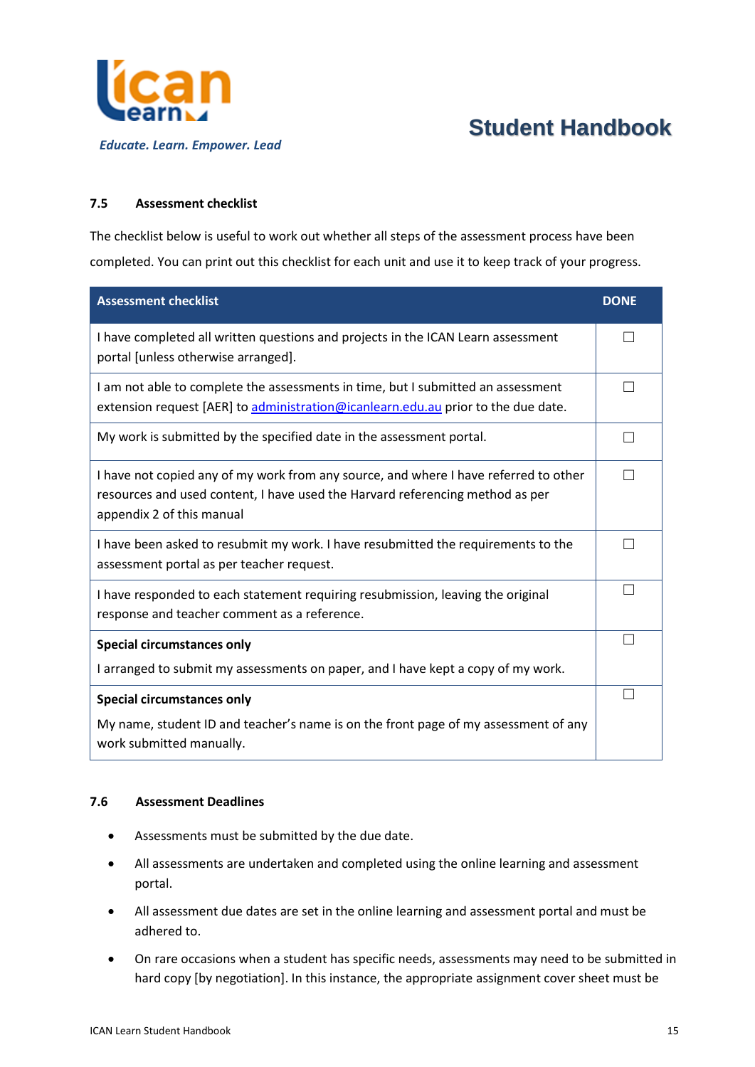### 7.5 Assessment checklist

The checklist below is useful to work out whether all steps of the assessment process have been completed. You can print out this checklist for each unit and use it to keep track of your progress.

| Assessment checklist | DONE |
| --- | --- |
| I have completed all written questions and projects in the ICAN Learn assessment portal [unless otherwise arranged]. | ☐ |
| I am not able to complete the assessments in time, but I submitted an assessment extension request [AER] to administration@icanlearn.edu.au prior to the due date. | ☐ |
| My work is submitted by the specified date in the assessment portal. | ☐ |
| I have not copied any of my work from any source, and where I have referred to other resources and used content, I have used the Harvard referencing method as per appendix 2 of this manual | ☐ |
| I have been asked to resubmit my work. I have resubmitted the requirements to the assessment portal as per teacher request. | ☐ |
| I have responded to each statement requiring resubmission, leaving the original response and teacher comment as a reference. | ☐ |
| **Special circumstances only** I arranged to submit my assessments on paper, and I have kept a copy of my work. | ☐ |
| **Special circumstances only** My name, student ID and teacher's name is on the front page of my assessment of any work submitted manually. | ☐ |

### 7.6 Assessment Deadlines

- Assessments must be submitted by the due date.
- All assessments are undertaken and completed using the online learning and assessment portal.
- All assessment due dates are set in the online learning and assessment portal and must be adhered to.
- On rare occasions when a student has specific needs, assessments may need to be submitted in hard copy [by negotiation]. In this instance, the appropriate assignment cover sheet must be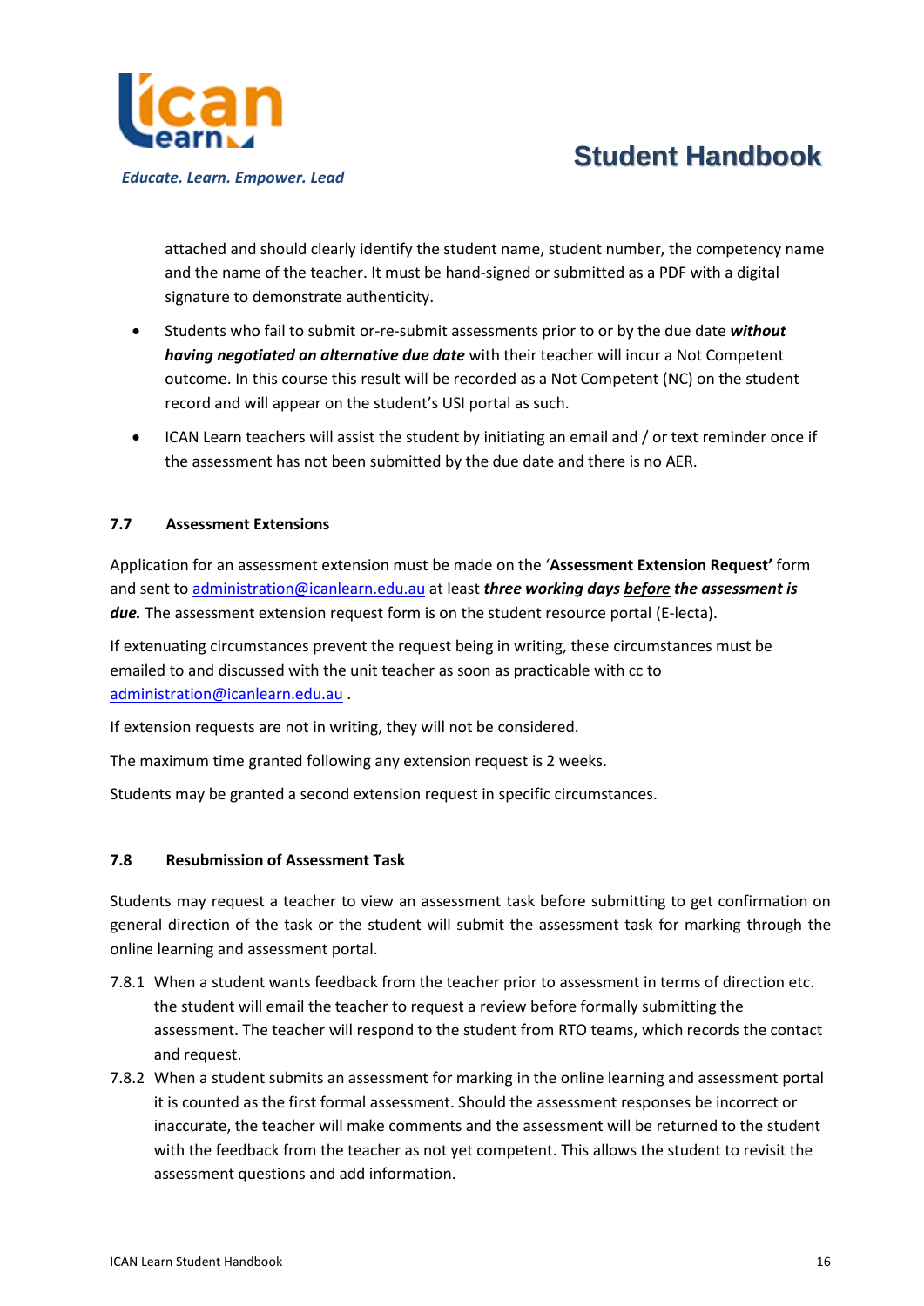attached and should clearly identify the student name, student number, the competency name and the name of the teacher. It must be hand-signed or submitted as a PDF with a digital signature to demonstrate authenticity.

- Students who fail to submit or-re-submit assessments prior to or by the due date ***without having negotiated an alternative due date*** with their teacher will incur a Not Competent outcome. In this course this result will be recorded as a Not Competent (NC) on the student record and will appear on the student's USI portal as such.
- ICAN Learn teachers will assist the student by initiating an email and / or text reminder once if the assessment has not been submitted by the due date and there is no AER.

### 7.7 Assessment Extensions

Application for an assessment extension must be made on the '**Assessment Extension Request'** form and sent to administration@icanlearn.edu.au at least ***three working days <u>before</u> the assessment is due.*** The assessment extension request form is on the student resource portal (E-lecta).

If extenuating circumstances prevent the request being in writing, these circumstances must be emailed to and discussed with the unit teacher as soon as practicable with cc to administration@icanlearn.edu.au .

If extension requests are not in writing, they will not be considered.

The maximum time granted following any extension request is 2 weeks.

Students may be granted a second extension request in specific circumstances.

### 7.8 Resubmission of Assessment Task

Students may request a teacher to view an assessment task before submitting to get confirmation on general direction of the task or the student will submit the assessment task for marking through the online learning and assessment portal.

7.8.1 When a student wants feedback from the teacher prior to assessment in terms of direction etc. the student will email the teacher to request a review before formally submitting the assessment. The teacher will respond to the student from RTO teams, which records the contact and request.

7.8.2 When a student submits an assessment for marking in the online learning and assessment portal it is counted as the first formal assessment. Should the assessment responses be incorrect or inaccurate, the teacher will make comments and the assessment will be returned to the student with the feedback from the teacher as not yet competent. This allows the student to revisit the assessment questions and add information.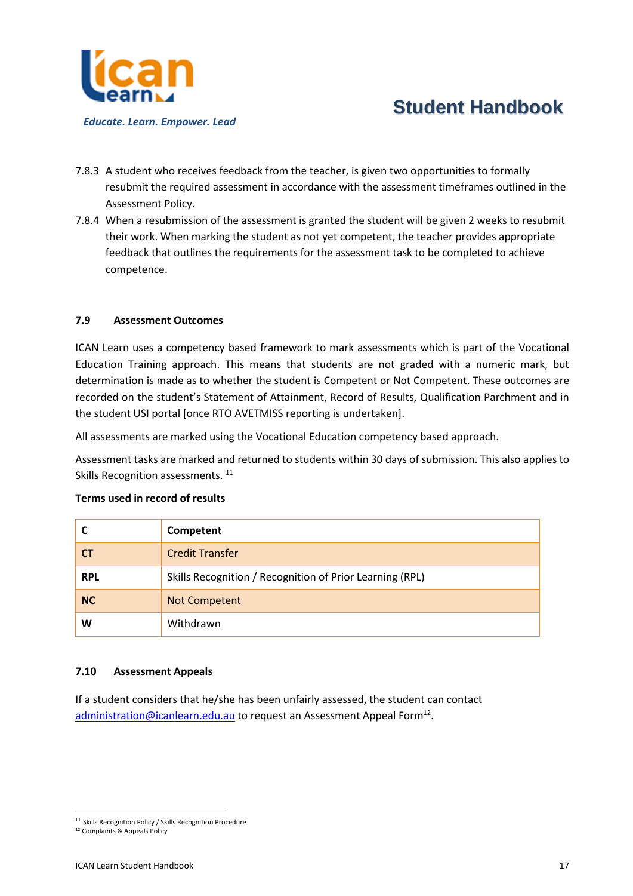7.8.3 A student who receives feedback from the teacher, is given two opportunities to formally resubmit the required assessment in accordance with the assessment timeframes outlined in the Assessment Policy.

7.8.4 When a resubmission of the assessment is granted the student will be given 2 weeks to resubmit their work. When marking the student as not yet competent, the teacher provides appropriate feedback that outlines the requirements for the assessment task to be completed to achieve competence.

### 7.9 Assessment Outcomes

ICAN Learn uses a competency based framework to mark assessments which is part of the Vocational Education Training approach. This means that students are not graded with a numeric mark, but determination is made as to whether the student is Competent or Not Competent. These outcomes are recorded on the student's Statement of Attainment, Record of Results, Qualification Parchment and in the student USI portal [once RTO AVETMISS reporting is undertaken].

All assessments are marked using the Vocational Education competency based approach.

Assessment tasks are marked and returned to students within 30 days of submission. This also applies to Skills Recognition assessments. [11]

**Terms used in record of results**

| **C** | **Competent** |
|---|---|
| **CT** | Credit Transfer |
| **RPL** | Skills Recognition / Recognition of Prior Learning (RPL) |
| **NC** | Not Competent |
| **W** | Withdrawn |

### 7.10 Assessment Appeals

If a student considers that he/she has been unfairly assessed, the student can contact administration@icanlearn.edu.au to request an Assessment Appeal Form[12].

[11] Skills Recognition Policy / Skills Recognition Procedure
[12] Complaints & Appeals Policy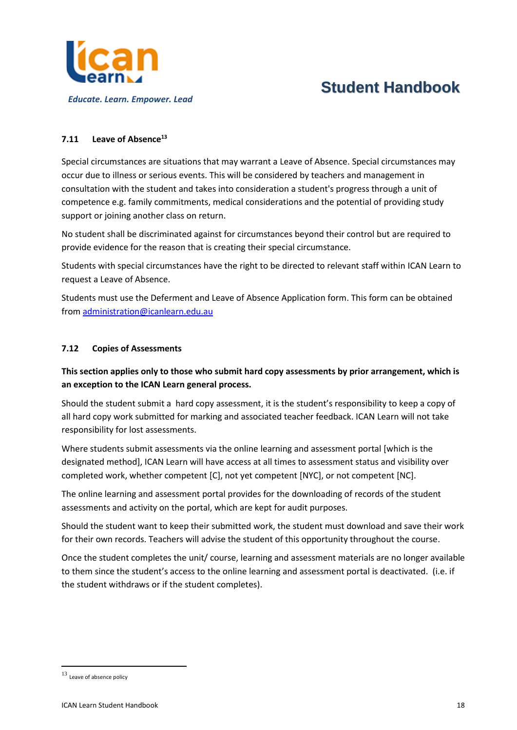### 7.11 Leave of Absence[13]

Special circumstances are situations that may warrant a Leave of Absence. Special circumstances may occur due to illness or serious events. This will be considered by teachers and management in consultation with the student and takes into consideration a student's progress through a unit of competence e.g. family commitments, medical considerations and the potential of providing study support or joining another class on return.

No student shall be discriminated against for circumstances beyond their control but are required to provide evidence for the reason that is creating their special circumstance.

Students with special circumstances have the right to be directed to relevant staff within ICAN Learn to request a Leave of Absence.

Students must use the Deferment and Leave of Absence Application form. This form can be obtained from administration@icanlearn.edu.au

### 7.12 Copies of Assessments

**This section applies only to those who submit hard copy assessments by prior arrangement, which is an exception to the ICAN Learn general process.**

Should the student submit a hard copy assessment, it is the student's responsibility to keep a copy of all hard copy work submitted for marking and associated teacher feedback. ICAN Learn will not take responsibility for lost assessments.

Where students submit assessments via the online learning and assessment portal [which is the designated method], ICAN Learn will have access at all times to assessment status and visibility over completed work, whether competent [C], not yet competent [NYC], or not competent [NC].

The online learning and assessment portal provides for the downloading of records of the student assessments and activity on the portal, which are kept for audit purposes.

Should the student want to keep their submitted work, the student must download and save their work for their own records. Teachers will advise the student of this opportunity throughout the course.

Once the student completes the unit/ course, learning and assessment materials are no longer available to them since the student's access to the online learning and assessment portal is deactivated. (i.e. if the student withdraws or if the student completes).

---

[13] Leave of absence policy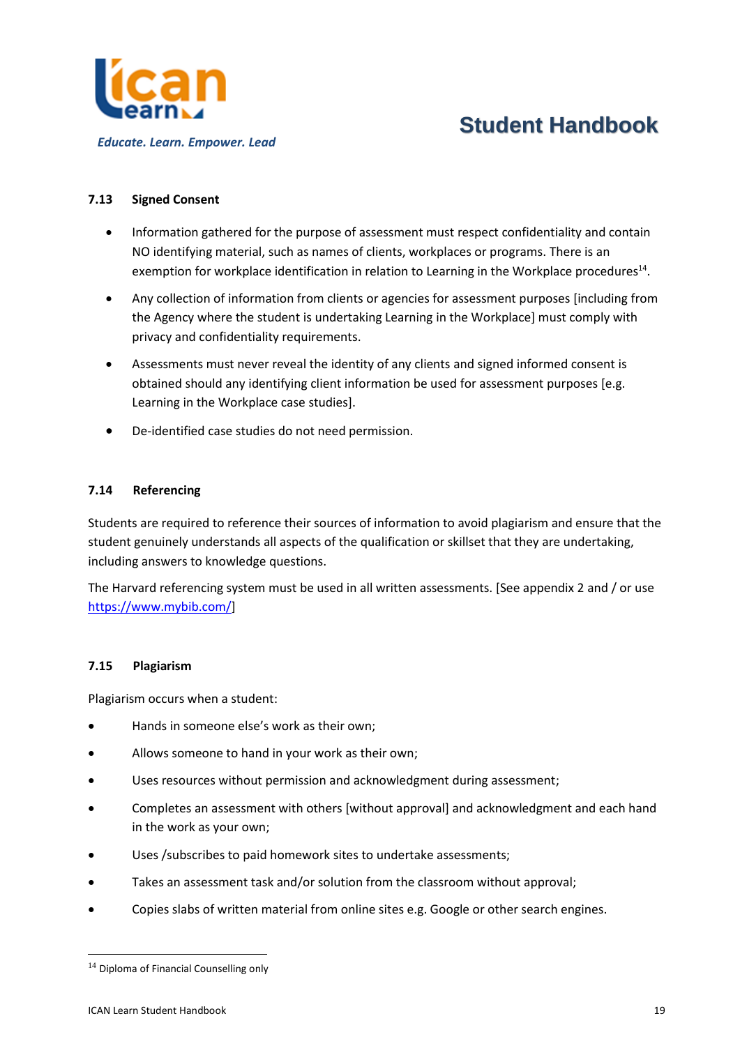### 7.13 Signed Consent

- Information gathered for the purpose of assessment must respect confidentiality and contain NO identifying material, such as names of clients, workplaces or programs. There is an exemption for workplace identification in relation to Learning in the Workplace procedures[14].
- Any collection of information from clients or agencies for assessment purposes [including from the Agency where the student is undertaking Learning in the Workplace] must comply with privacy and confidentiality requirements.
- Assessments must never reveal the identity of any clients and signed informed consent is obtained should any identifying client information be used for assessment purposes [e.g. Learning in the Workplace case studies].
- De-identified case studies do not need permission.

### 7.14 Referencing

Students are required to reference their sources of information to avoid plagiarism and ensure that the student genuinely understands all aspects of the qualification or skillset that they are undertaking, including answers to knowledge questions.

The Harvard referencing system must be used in all written assessments. [See appendix 2 and / or use https://www.mybib.com/]

### 7.15 Plagiarism

Plagiarism occurs when a student:

- Hands in someone else's work as their own;
- Allows someone to hand in your work as their own;
- Uses resources without permission and acknowledgment during assessment;
- Completes an assessment with others [without approval] and acknowledgment and each hand in the work as your own;
- Uses /subscribes to paid homework sites to undertake assessments;
- Takes an assessment task and/or solution from the classroom without approval;
- Copies slabs of written material from online sites e.g. Google or other search engines.

---

[14] Diploma of Financial Counselling only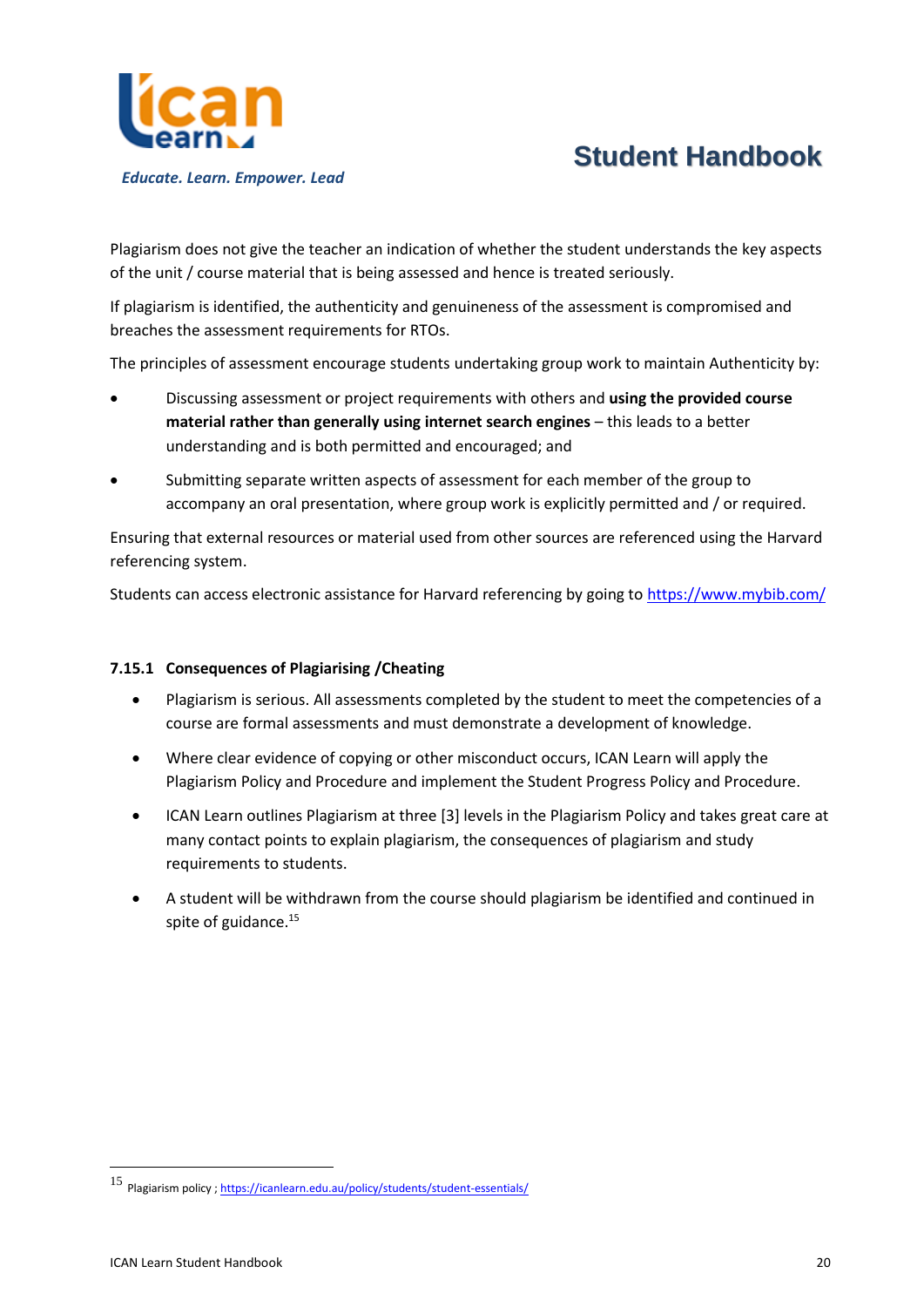Plagiarism does not give the teacher an indication of whether the student understands the key aspects of the unit / course material that is being assessed and hence is treated seriously.

If plagiarism is identified, the authenticity and genuineness of the assessment is compromised and breaches the assessment requirements for RTOs.

The principles of assessment encourage students undertaking group work to maintain Authenticity by:

- Discussing assessment or project requirements with others and **using the provided course material rather than generally using internet search engines** – this leads to a better understanding and is both permitted and encouraged; and
- Submitting separate written aspects of assessment for each member of the group to accompany an oral presentation, where group work is explicitly permitted and / or required.

Ensuring that external resources or material used from other sources are referenced using the Harvard referencing system.

Students can access electronic assistance for Harvard referencing by going to https://www.mybib.com/

#### 7.15.1 Consequences of Plagiarising /Cheating

- Plagiarism is serious. All assessments completed by the student to meet the competencies of a course are formal assessments and must demonstrate a development of knowledge.
- Where clear evidence of copying or other misconduct occurs, ICAN Learn will apply the Plagiarism Policy and Procedure and implement the Student Progress Policy and Procedure.
- ICAN Learn outlines Plagiarism at three [3] levels in the Plagiarism Policy and takes great care at many contact points to explain plagiarism, the consequences of plagiarism and study requirements to students.
- A student will be withdrawn from the course should plagiarism be identified and continued in spite of guidance.[15]

[15] Plagiarism policy ; https://icanlearn.edu.au/policy/students/student-essentials/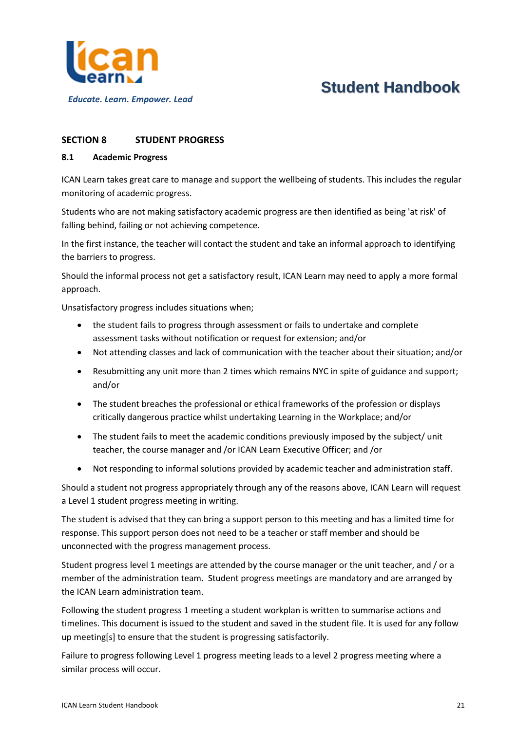## SECTION 8 STUDENT PROGRESS

### 8.1 Academic Progress

ICAN Learn takes great care to manage and support the wellbeing of students. This includes the regular monitoring of academic progress.

Students who are not making satisfactory academic progress are then identified as being 'at risk' of falling behind, failing or not achieving competence.

In the first instance, the teacher will contact the student and take an informal approach to identifying the barriers to progress.

Should the informal process not get a satisfactory result, ICAN Learn may need to apply a more formal approach.

Unsatisfactory progress includes situations when;

- the student fails to progress through assessment or fails to undertake and complete assessment tasks without notification or request for extension; and/or
- Not attending classes and lack of communication with the teacher about their situation; and/or
- Resubmitting any unit more than 2 times which remains NYC in spite of guidance and support; and/or
- The student breaches the professional or ethical frameworks of the profession or displays critically dangerous practice whilst undertaking Learning in the Workplace; and/or
- The student fails to meet the academic conditions previously imposed by the subject/ unit teacher, the course manager and /or ICAN Learn Executive Officer; and /or
- Not responding to informal solutions provided by academic teacher and administration staff.

Should a student not progress appropriately through any of the reasons above, ICAN Learn will request a Level 1 student progress meeting in writing.

The student is advised that they can bring a support person to this meeting and has a limited time for response. This support person does not need to be a teacher or staff member and should be unconnected with the progress management process.

Student progress level 1 meetings are attended by the course manager or the unit teacher, and / or a member of the administration team. Student progress meetings are mandatory and are arranged by the ICAN Learn administration team.

Following the student progress 1 meeting a student workplan is written to summarise actions and timelines. This document is issued to the student and saved in the student file. It is used for any follow up meeting[s] to ensure that the student is progressing satisfactorily.

Failure to progress following Level 1 progress meeting leads to a level 2 progress meeting where a similar process will occur.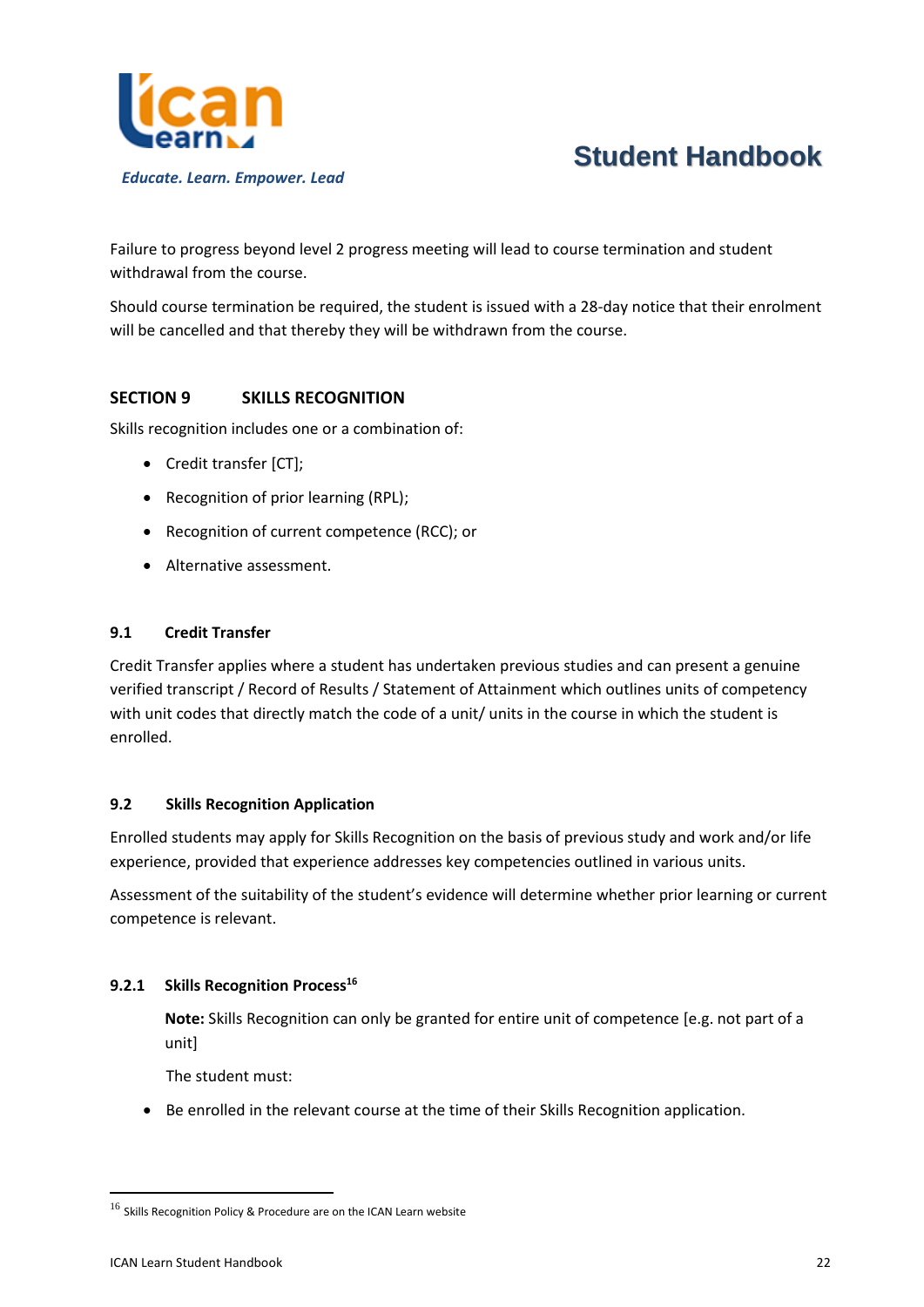Failure to progress beyond level 2 progress meeting will lead to course termination and student withdrawal from the course.

Should course termination be required, the student is issued with a 28-day notice that their enrolment will be cancelled and that thereby they will be withdrawn from the course.

## SECTION 9 SKILLS RECOGNITION

Skills recognition includes one or a combination of:

- Credit transfer [CT];
- Recognition of prior learning (RPL);
- Recognition of current competence (RCC); or
- Alternative assessment.

### 9.1 Credit Transfer

Credit Transfer applies where a student has undertaken previous studies and can present a genuine verified transcript / Record of Results / Statement of Attainment which outlines units of competency with unit codes that directly match the code of a unit/ units in the course in which the student is enrolled.

### 9.2 Skills Recognition Application

Enrolled students may apply for Skills Recognition on the basis of previous study and work and/or life experience, provided that experience addresses key competencies outlined in various units.

Assessment of the suitability of the student's evidence will determine whether prior learning or current competence is relevant.

#### 9.2.1 Skills Recognition Process[16]

**Note:** Skills Recognition can only be granted for entire unit of competence [e.g. not part of a unit]

The student must:

- Be enrolled in the relevant course at the time of their Skills Recognition application.

[16] Skills Recognition Policy & Procedure are on the ICAN Learn website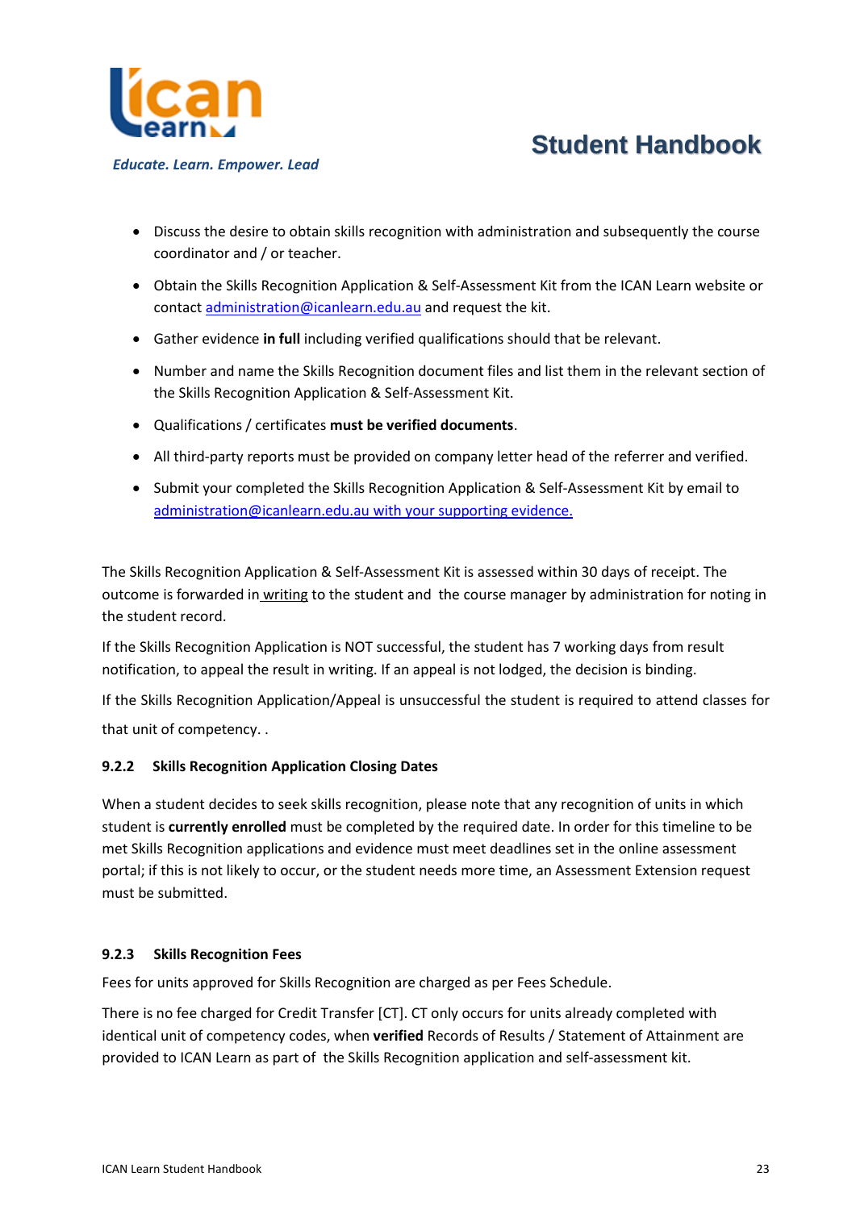- Discuss the desire to obtain skills recognition with administration and subsequently the course coordinator and / or teacher.
- Obtain the Skills Recognition Application & Self-Assessment Kit from the ICAN Learn website or contact administration@icanlearn.edu.au and request the kit.
- Gather evidence **in full** including verified qualifications should that be relevant.
- Number and name the Skills Recognition document files and list them in the relevant section of the Skills Recognition Application & Self-Assessment Kit.
- Qualifications / certificates **must be verified documents**.
- All third-party reports must be provided on company letter head of the referrer and verified.
- Submit your completed the Skills Recognition Application & Self-Assessment Kit by email to administration@icanlearn.edu.au with your supporting evidence.

The Skills Recognition Application & Self-Assessment Kit is assessed within 30 days of receipt. The outcome is forwarded in writing to the student and the course manager by administration for noting in the student record.

If the Skills Recognition Application is NOT successful, the student has 7 working days from result notification, to appeal the result in writing. If an appeal is not lodged, the decision is binding.

If the Skills Recognition Application/Appeal is unsuccessful the student is required to attend classes for that unit of competency. .

#### 9.2.2 Skills Recognition Application Closing Dates

When a student decides to seek skills recognition, please note that any recognition of units in which student is **currently enrolled** must be completed by the required date. In order for this timeline to be met Skills Recognition applications and evidence must meet deadlines set in the online assessment portal; if this is not likely to occur, or the student needs more time, an Assessment Extension request must be submitted.

#### 9.2.3 Skills Recognition Fees

Fees for units approved for Skills Recognition are charged as per Fees Schedule.

There is no fee charged for Credit Transfer [CT]. CT only occurs for units already completed with identical unit of competency codes, when **verified** Records of Results / Statement of Attainment are provided to ICAN Learn as part of the Skills Recognition application and self-assessment kit.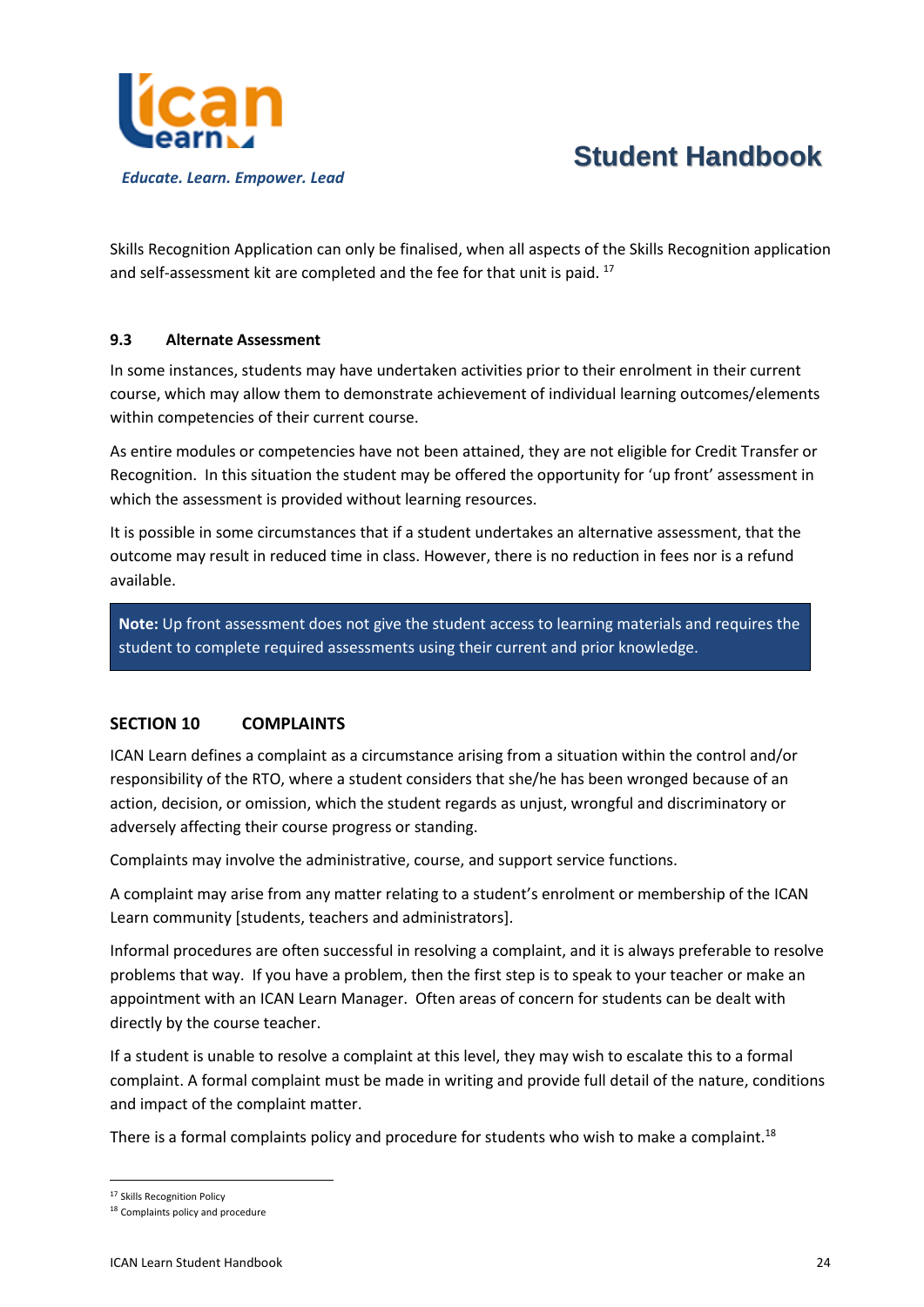Skills Recognition Application can only be finalised, when all aspects of the Skills Recognition application and self-assessment kit are completed and the fee for that unit is paid. [17]

### 9.3 Alternate Assessment

In some instances, students may have undertaken activities prior to their enrolment in their current course, which may allow them to demonstrate achievement of individual learning outcomes/elements within competencies of their current course.

As entire modules or competencies have not been attained, they are not eligible for Credit Transfer or Recognition. In this situation the student may be offered the opportunity for 'up front' assessment in which the assessment is provided without learning resources.

It is possible in some circumstances that if a student undertakes an alternative assessment, that the outcome may result in reduced time in class. However, there is no reduction in fees nor is a refund available.

> **Note:** Up front assessment does not give the student access to learning materials and requires the student to complete required assessments using their current and prior knowledge.

## SECTION 10 COMPLAINTS

ICAN Learn defines a complaint as a circumstance arising from a situation within the control and/or responsibility of the RTO, where a student considers that she/he has been wronged because of an action, decision, or omission, which the student regards as unjust, wrongful and discriminatory or adversely affecting their course progress or standing.

Complaints may involve the administrative, course, and support service functions.

A complaint may arise from any matter relating to a student's enrolment or membership of the ICAN Learn community [students, teachers and administrators].

Informal procedures are often successful in resolving a complaint, and it is always preferable to resolve problems that way. If you have a problem, then the first step is to speak to your teacher or make an appointment with an ICAN Learn Manager. Often areas of concern for students can be dealt with directly by the course teacher.

If a student is unable to resolve a complaint at this level, they may wish to escalate this to a formal complaint. A formal complaint must be made in writing and provide full detail of the nature, conditions and impact of the complaint matter.

There is a formal complaints policy and procedure for students who wish to make a complaint.[18]

---

[17] Skills Recognition Policy

[18] Complaints policy and procedure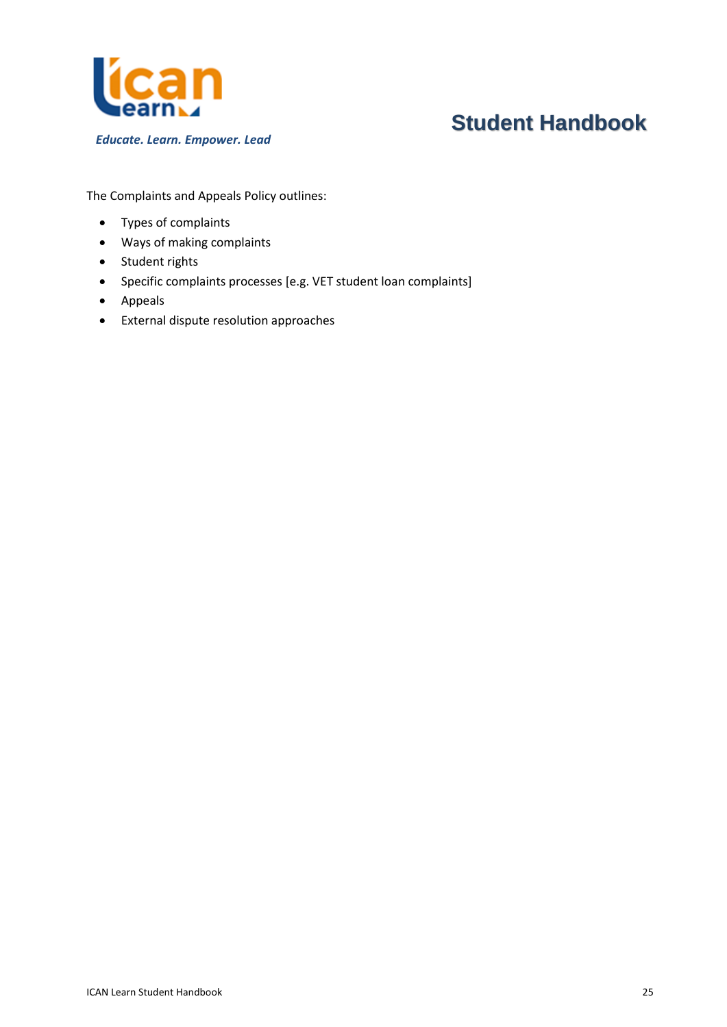The Complaints and Appeals Policy outlines:

- Types of complaints
- Ways of making complaints
- Student rights
- Specific complaints processes [e.g. VET student loan complaints]
- Appeals
- External dispute resolution approaches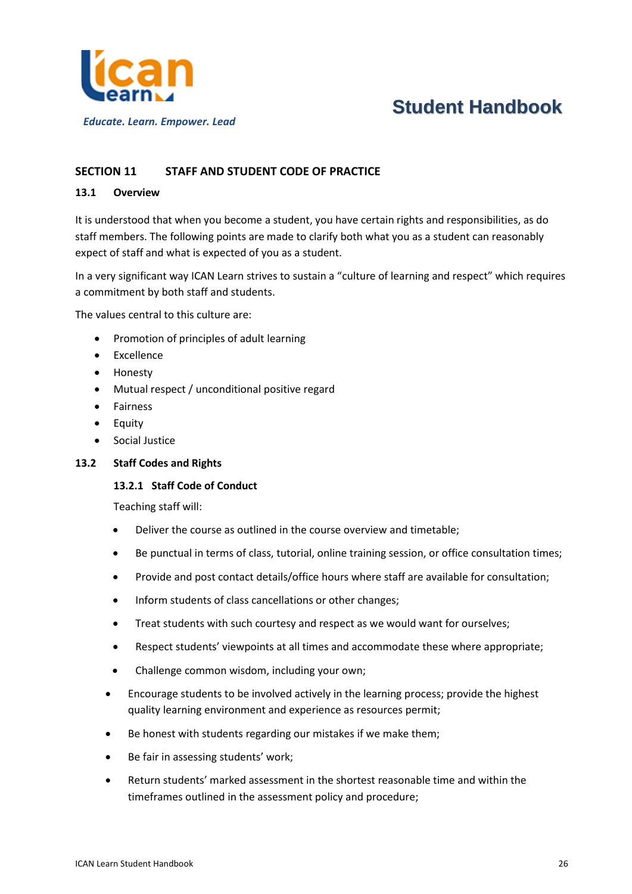## SECTION 11 STAFF AND STUDENT CODE OF PRACTICE

### 13.1 Overview

It is understood that when you become a student, you have certain rights and responsibilities, as do staff members. The following points are made to clarify both what you as a student can reasonably expect of staff and what is expected of you as a student.

In a very significant way ICAN Learn strives to sustain a "culture of learning and respect" which requires a commitment by both staff and students.

The values central to this culture are:

- Promotion of principles of adult learning
- Excellence
- Honesty
- Mutual respect / unconditional positive regard
- Fairness
- Equity
- Social Justice

### 13.2 Staff Codes and Rights

#### 13.2.1 Staff Code of Conduct

Teaching staff will:

- Deliver the course as outlined in the course overview and timetable;
- Be punctual in terms of class, tutorial, online training session, or office consultation times;
- Provide and post contact details/office hours where staff are available for consultation;
- Inform students of class cancellations or other changes;
- Treat students with such courtesy and respect as we would want for ourselves;
- Respect students' viewpoints at all times and accommodate these where appropriate;
- Challenge common wisdom, including your own;
- Encourage students to be involved actively in the learning process; provide the highest quality learning environment and experience as resources permit;
- Be honest with students regarding our mistakes if we make them;
- Be fair in assessing students' work;
- Return students' marked assessment in the shortest reasonable time and within the timeframes outlined in the assessment policy and procedure;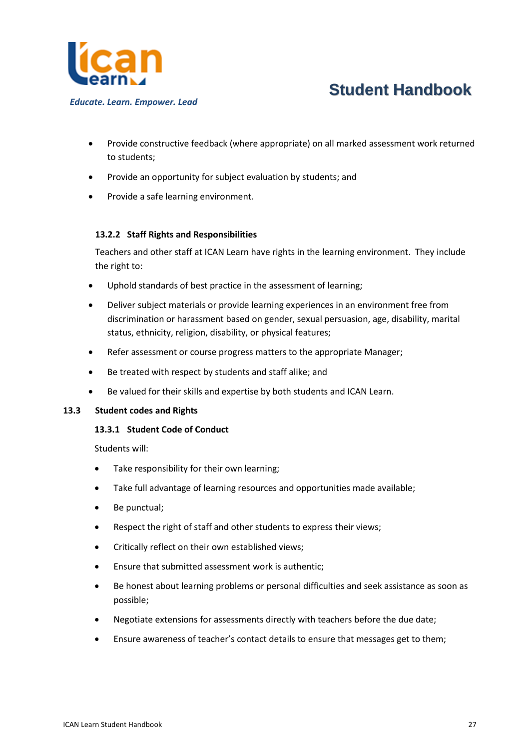- Provide constructive feedback (where appropriate) on all marked assessment work returned to students;
- Provide an opportunity for subject evaluation by students; and
- Provide a safe learning environment.

#### 13.2.2 Staff Rights and Responsibilities

Teachers and other staff at ICAN Learn have rights in the learning environment. They include the right to:

- Uphold standards of best practice in the assessment of learning;
- Deliver subject materials or provide learning experiences in an environment free from discrimination or harassment based on gender, sexual persuasion, age, disability, marital status, ethnicity, religion, disability, or physical features;
- Refer assessment or course progress matters to the appropriate Manager;
- Be treated with respect by students and staff alike; and
- Be valued for their skills and expertise by both students and ICAN Learn.

### 13.3 Student codes and Rights

#### 13.3.1 Student Code of Conduct

Students will:

- Take responsibility for their own learning;
- Take full advantage of learning resources and opportunities made available;
- Be punctual;
- Respect the right of staff and other students to express their views;
- Critically reflect on their own established views;
- Ensure that submitted assessment work is authentic;
- Be honest about learning problems or personal difficulties and seek assistance as soon as possible;
- Negotiate extensions for assessments directly with teachers before the due date;
- Ensure awareness of teacher's contact details to ensure that messages get to them;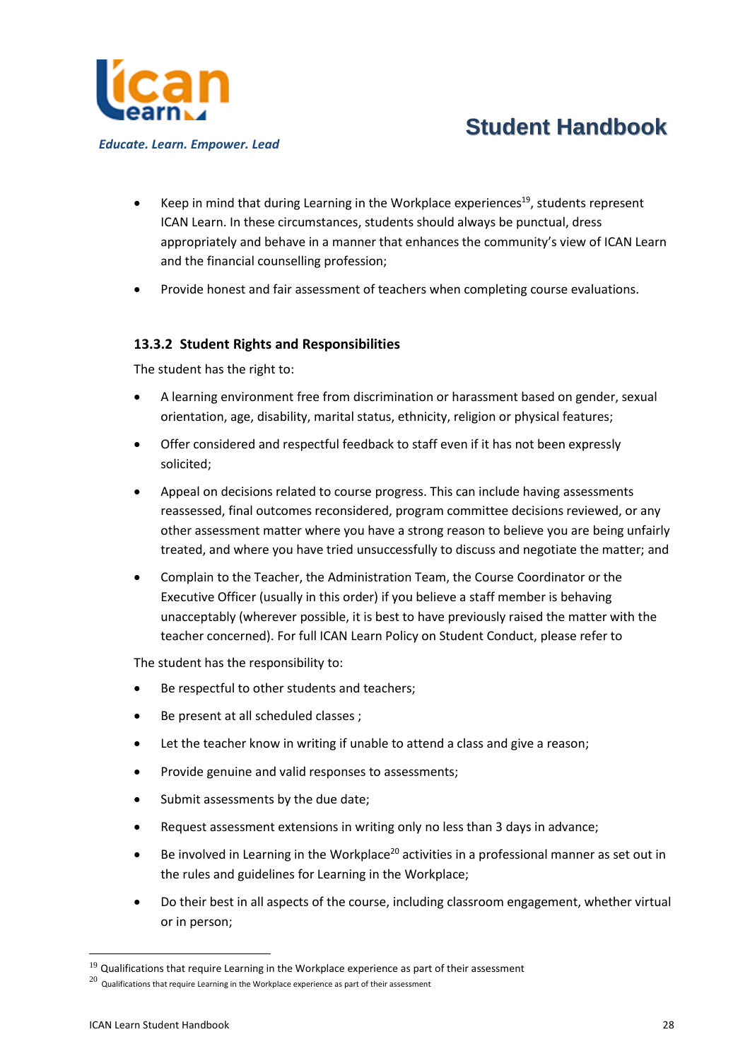- Keep in mind that during Learning in the Workplace experiences[19], students represent ICAN Learn. In these circumstances, students should always be punctual, dress appropriately and behave in a manner that enhances the community's view of ICAN Learn and the financial counselling profession;
- Provide honest and fair assessment of teachers when completing course evaluations.

### 13.3.2 Student Rights and Responsibilities

The student has the right to:

- A learning environment free from discrimination or harassment based on gender, sexual orientation, age, disability, marital status, ethnicity, religion or physical features;
- Offer considered and respectful feedback to staff even if it has not been expressly solicited;
- Appeal on decisions related to course progress. This can include having assessments reassessed, final outcomes reconsidered, program committee decisions reviewed, or any other assessment matter where you have a strong reason to believe you are being unfairly treated, and where you have tried unsuccessfully to discuss and negotiate the matter; and
- Complain to the Teacher, the Administration Team, the Course Coordinator or the Executive Officer (usually in this order) if you believe a staff member is behaving unacceptably (wherever possible, it is best to have previously raised the matter with the teacher concerned). For full ICAN Learn Policy on Student Conduct, please refer to

The student has the responsibility to:

- Be respectful to other students and teachers;
- Be present at all scheduled classes ;
- Let the teacher know in writing if unable to attend a class and give a reason;
- Provide genuine and valid responses to assessments;
- Submit assessments by the due date;
- Request assessment extensions in writing only no less than 3 days in advance;
- Be involved in Learning in the Workplace[20] activities in a professional manner as set out in the rules and guidelines for Learning in the Workplace;
- Do their best in all aspects of the course, including classroom engagement, whether virtual or in person;

---

[19] Qualifications that require Learning in the Workplace experience as part of their assessment

[20] Qualifications that require Learning in the Workplace experience as part of their assessment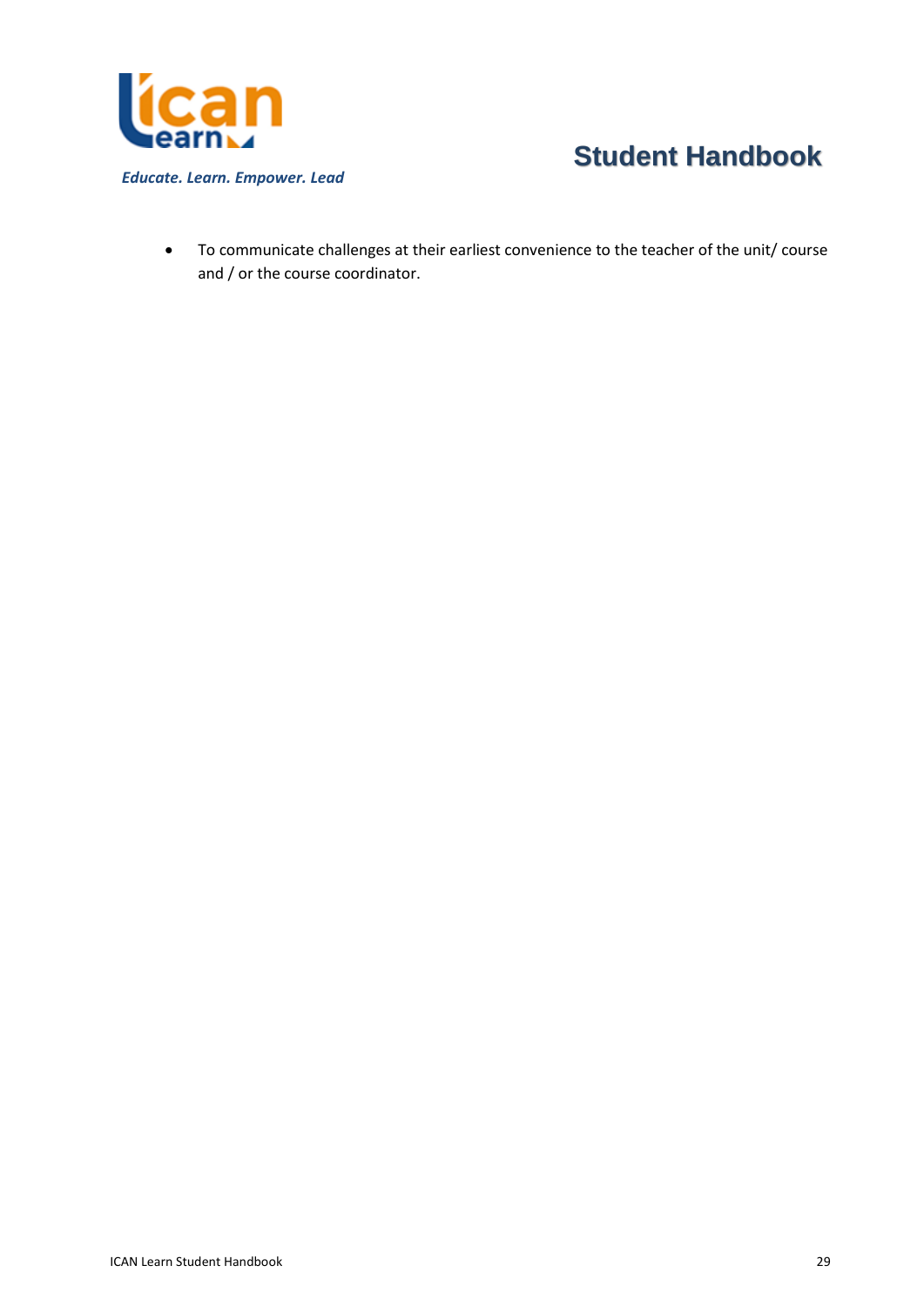- To communicate challenges at their earliest convenience to the teacher of the unit/ course and / or the course coordinator.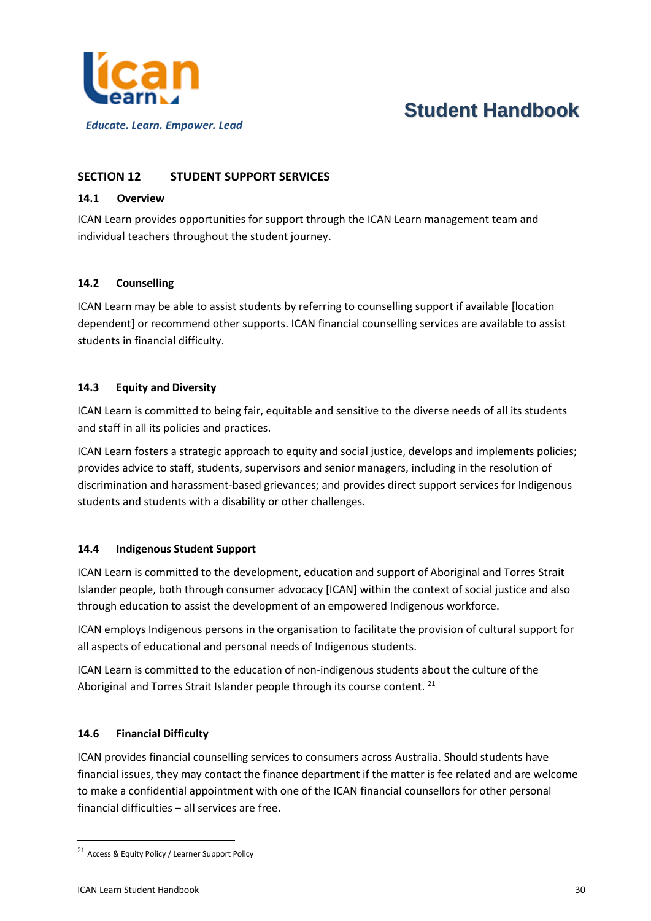## SECTION 12 STUDENT SUPPORT SERVICES

### 14.1 Overview

ICAN Learn provides opportunities for support through the ICAN Learn management team and individual teachers throughout the student journey.

### 14.2 Counselling

ICAN Learn may be able to assist students by referring to counselling support if available [location dependent] or recommend other supports. ICAN financial counselling services are available to assist students in financial difficulty.

### 14.3 Equity and Diversity

ICAN Learn is committed to being fair, equitable and sensitive to the diverse needs of all its students and staff in all its policies and practices.

ICAN Learn fosters a strategic approach to equity and social justice, develops and implements policies; provides advice to staff, students, supervisors and senior managers, including in the resolution of discrimination and harassment-based grievances; and provides direct support services for Indigenous students and students with a disability or other challenges.

### 14.4 Indigenous Student Support

ICAN Learn is committed to the development, education and support of Aboriginal and Torres Strait Islander people, both through consumer advocacy [ICAN] within the context of social justice and also through education to assist the development of an empowered Indigenous workforce.

ICAN employs Indigenous persons in the organisation to facilitate the provision of cultural support for all aspects of educational and personal needs of Indigenous students.

ICAN Learn is committed to the education of non-indigenous students about the culture of the Aboriginal and Torres Strait Islander people through its course content. [21]

### 14.6 Financial Difficulty

ICAN provides financial counselling services to consumers across Australia. Should students have financial issues, they may contact the finance department if the matter is fee related and are welcome to make a confidential appointment with one of the ICAN financial counsellors for other personal financial difficulties – all services are free.

---

[21] Access & Equity Policy / Learner Support Policy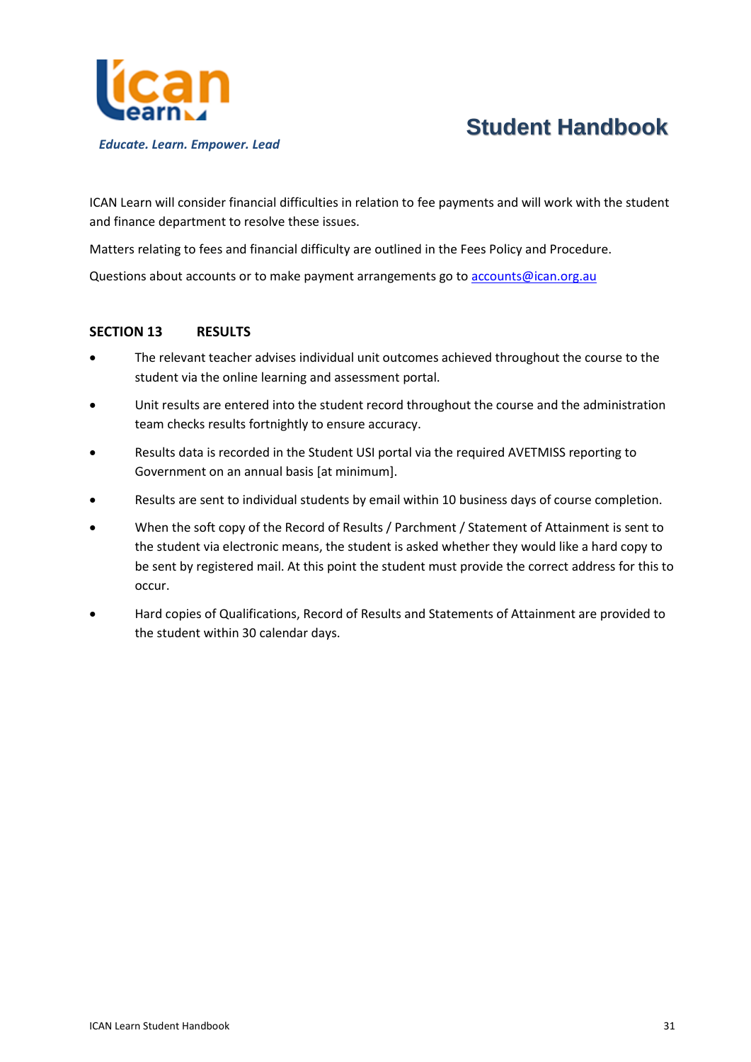ICAN Learn will consider financial difficulties in relation to fee payments and will work with the student and finance department to resolve these issues.

Matters relating to fees and financial difficulty are outlined in the Fees Policy and Procedure.

Questions about accounts or to make payment arrangements go to accounts@ican.org.au

## SECTION 13 RESULTS

- The relevant teacher advises individual unit outcomes achieved throughout the course to the student via the online learning and assessment portal.
- Unit results are entered into the student record throughout the course and the administration team checks results fortnightly to ensure accuracy.
- Results data is recorded in the Student USI portal via the required AVETMISS reporting to Government on an annual basis [at minimum].
- Results are sent to individual students by email within 10 business days of course completion.
- When the soft copy of the Record of Results / Parchment / Statement of Attainment is sent to the student via electronic means, the student is asked whether they would like a hard copy to be sent by registered mail. At this point the student must provide the correct address for this to occur.
- Hard copies of Qualifications, Record of Results and Statements of Attainment are provided to the student within 30 calendar days.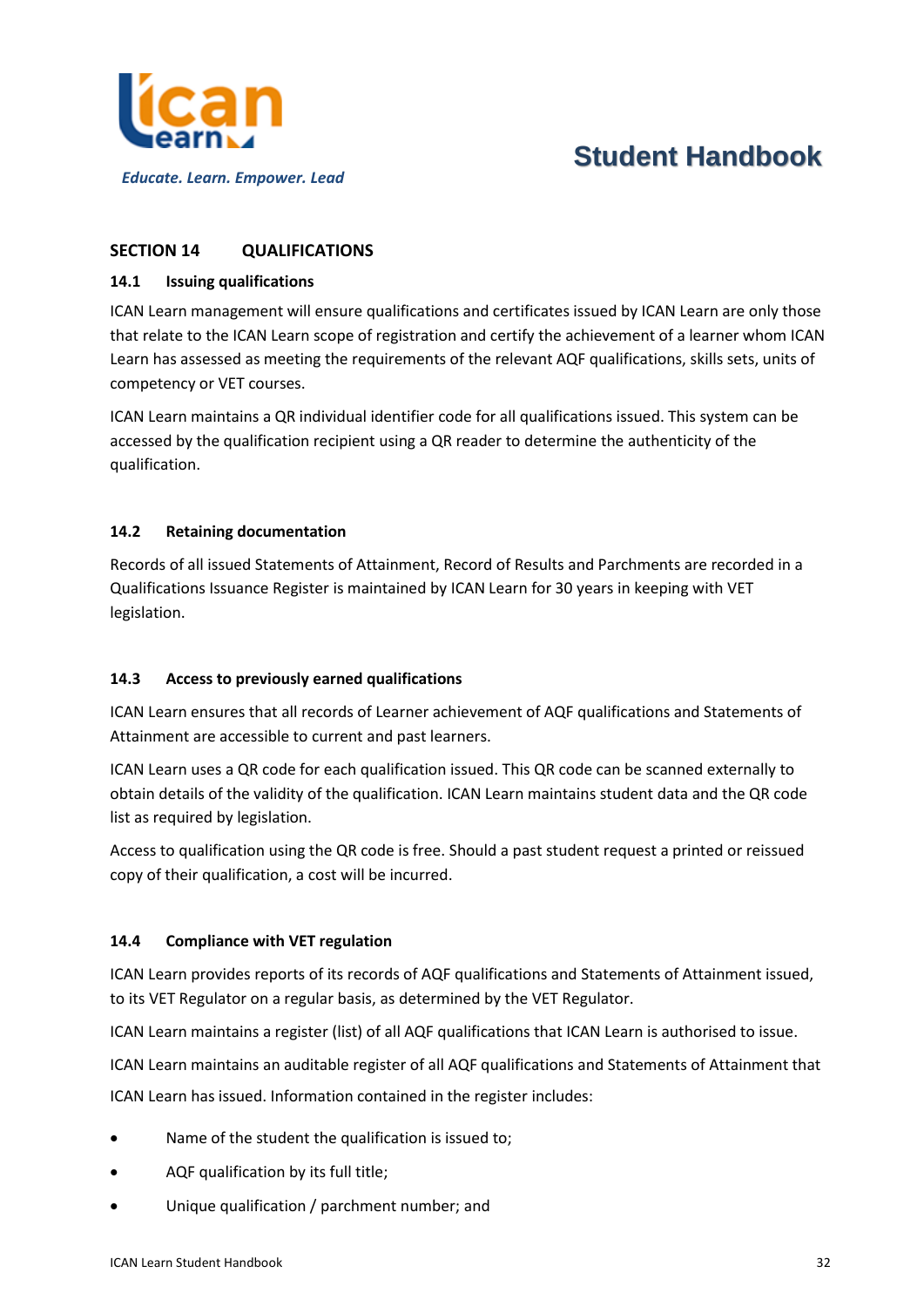## SECTION 14 QUALIFICATIONS

### 14.1 Issuing qualifications

ICAN Learn management will ensure qualifications and certificates issued by ICAN Learn are only those that relate to the ICAN Learn scope of registration and certify the achievement of a learner whom ICAN Learn has assessed as meeting the requirements of the relevant AQF qualifications, skills sets, units of competency or VET courses.

ICAN Learn maintains a QR individual identifier code for all qualifications issued. This system can be accessed by the qualification recipient using a QR reader to determine the authenticity of the qualification.

### 14.2 Retaining documentation

Records of all issued Statements of Attainment, Record of Results and Parchments are recorded in a Qualifications Issuance Register is maintained by ICAN Learn for 30 years in keeping with VET legislation.

### 14.3 Access to previously earned qualifications

ICAN Learn ensures that all records of Learner achievement of AQF qualifications and Statements of Attainment are accessible to current and past learners.

ICAN Learn uses a QR code for each qualification issued. This QR code can be scanned externally to obtain details of the validity of the qualification. ICAN Learn maintains student data and the QR code list as required by legislation.

Access to qualification using the QR code is free. Should a past student request a printed or reissued copy of their qualification, a cost will be incurred.

### 14.4 Compliance with VET regulation

ICAN Learn provides reports of its records of AQF qualifications and Statements of Attainment issued, to its VET Regulator on a regular basis, as determined by the VET Regulator.

ICAN Learn maintains a register (list) of all AQF qualifications that ICAN Learn is authorised to issue.

ICAN Learn maintains an auditable register of all AQF qualifications and Statements of Attainment that ICAN Learn has issued. Information contained in the register includes:

- Name of the student the qualification is issued to;
- AQF qualification by its full title;
- Unique qualification / parchment number; and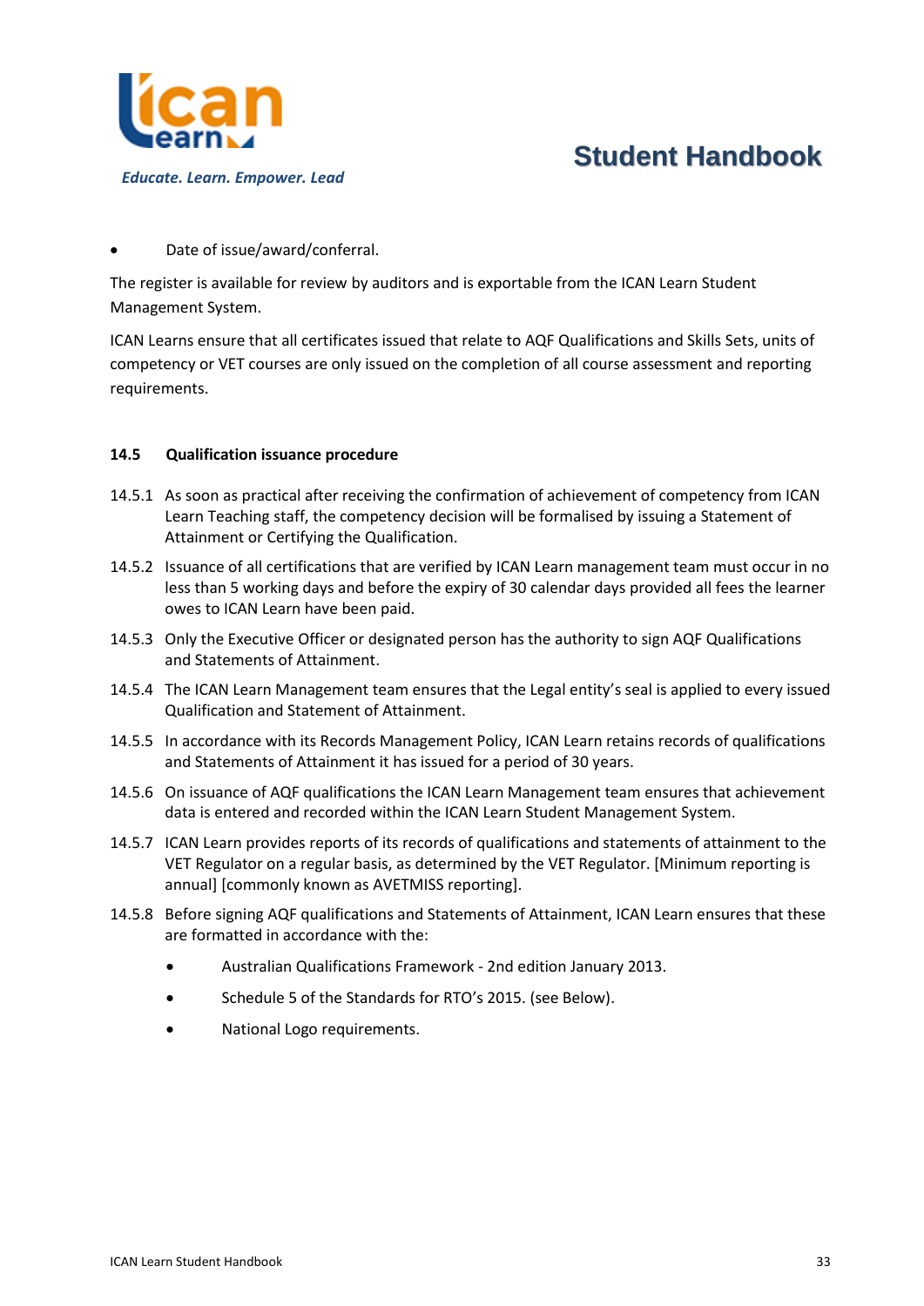- Date of issue/award/conferral.

The register is available for review by auditors and is exportable from the ICAN Learn Student Management System.

ICAN Learns ensure that all certificates issued that relate to AQF Qualifications and Skills Sets, units of competency or VET courses are only issued on the completion of all course assessment and reporting requirements.

**14.5 Qualification issuance procedure**

14.5.1 As soon as practical after receiving the confirmation of achievement of competency from ICAN Learn Teaching staff, the competency decision will be formalised by issuing a Statement of Attainment or Certifying the Qualification.

14.5.2 Issuance of all certifications that are verified by ICAN Learn management team must occur in no less than 5 working days and before the expiry of 30 calendar days provided all fees the learner owes to ICAN Learn have been paid.

14.5.3 Only the Executive Officer or designated person has the authority to sign AQF Qualifications and Statements of Attainment.

14.5.4 The ICAN Learn Management team ensures that the Legal entity's seal is applied to every issued Qualification and Statement of Attainment.

14.5.5 In accordance with its Records Management Policy, ICAN Learn retains records of qualifications and Statements of Attainment it has issued for a period of 30 years.

14.5.6 On issuance of AQF qualifications the ICAN Learn Management team ensures that achievement data is entered and recorded within the ICAN Learn Student Management System.

14.5.7 ICAN Learn provides reports of its records of qualifications and statements of attainment to the VET Regulator on a regular basis, as determined by the VET Regulator. [Minimum reporting is annual] [commonly known as AVETMISS reporting].

14.5.8 Before signing AQF qualifications and Statements of Attainment, ICAN Learn ensures that these are formatted in accordance with the:

- Australian Qualifications Framework - 2nd edition January 2013.
- Schedule 5 of the Standards for RTO's 2015. (see Below).
- National Logo requirements.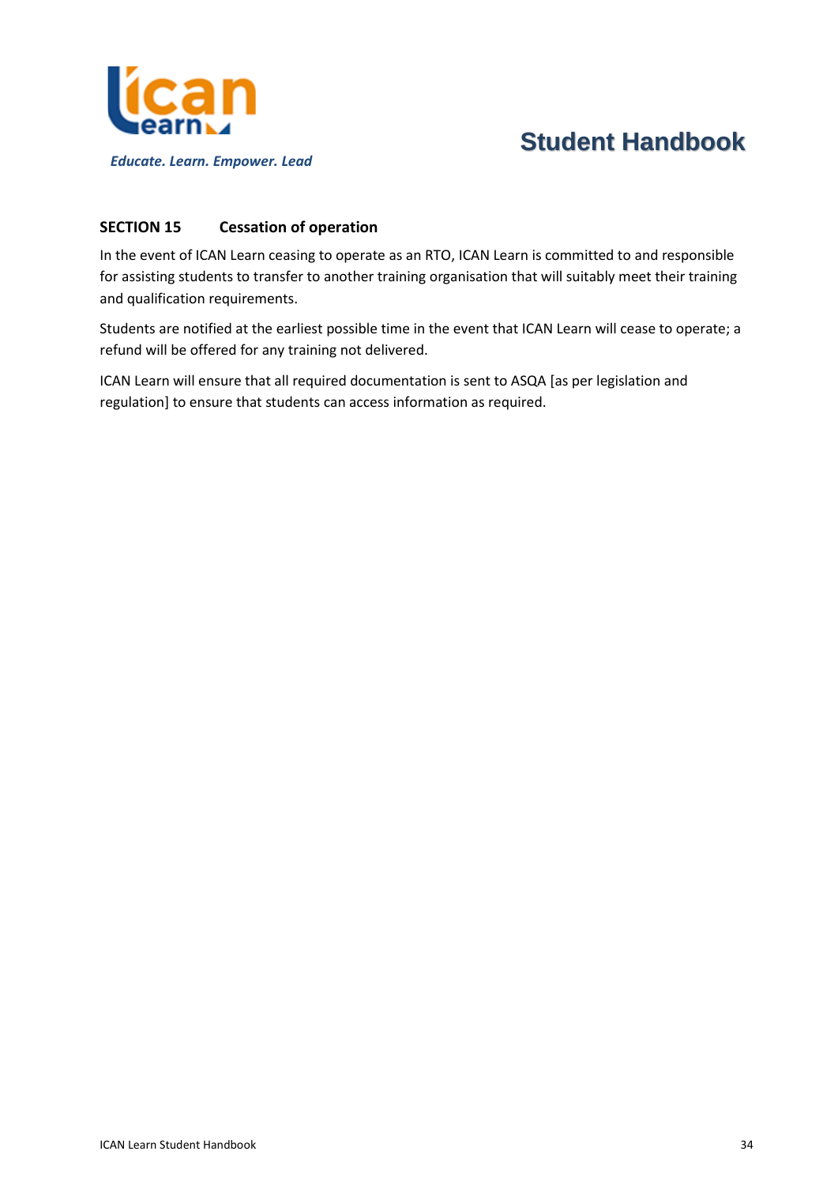## SECTION 15 Cessation of operation

In the event of ICAN Learn ceasing to operate as an RTO, ICAN Learn is committed to and responsible for assisting students to transfer to another training organisation that will suitably meet their training and qualification requirements.

Students are notified at the earliest possible time in the event that ICAN Learn will cease to operate; a refund will be offered for any training not delivered.

ICAN Learn will ensure that all required documentation is sent to ASQA [as per legislation and regulation] to ensure that students can access information as required.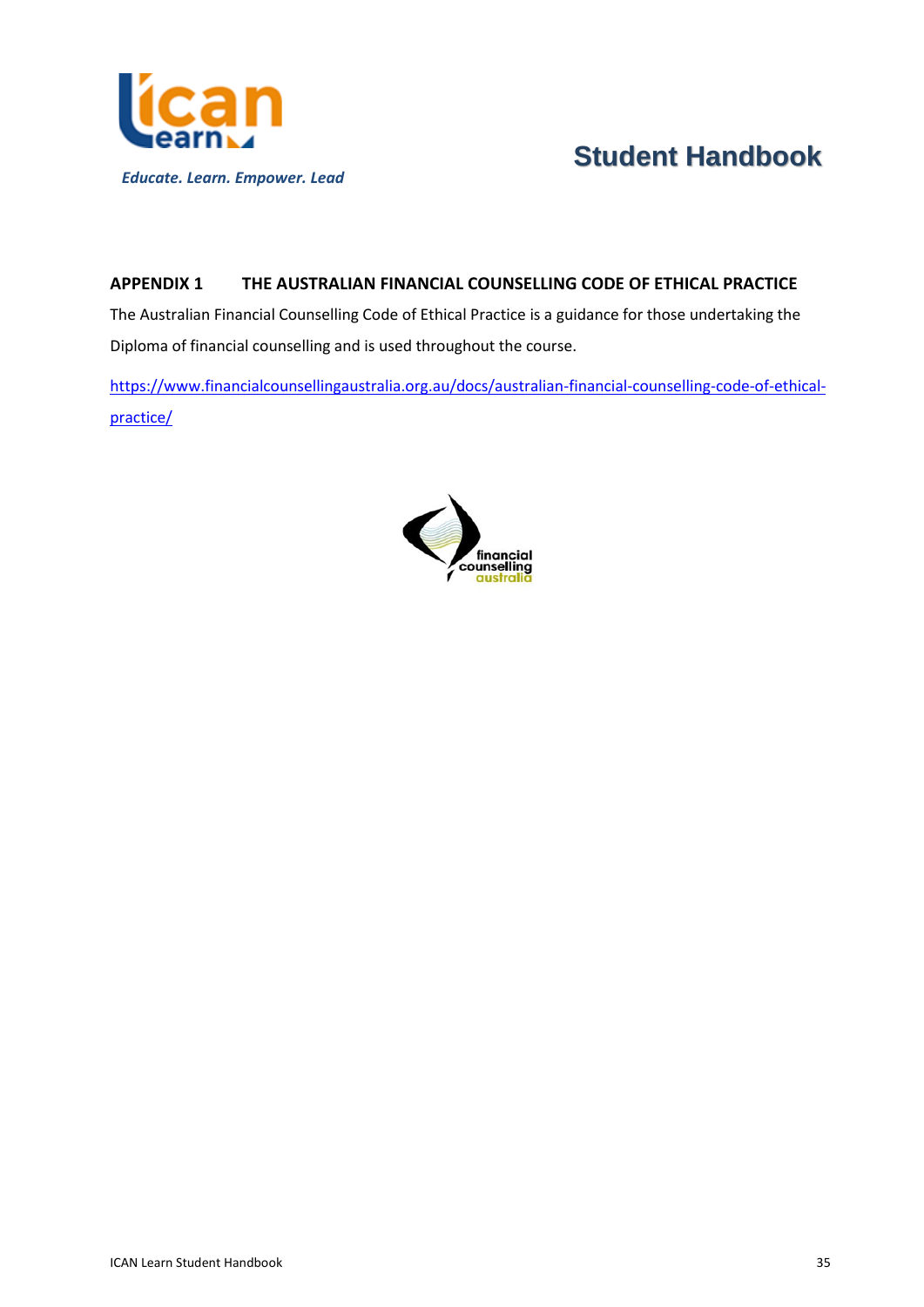## APPENDIX 1 THE AUSTRALIAN FINANCIAL COUNSELLING CODE OF ETHICAL PRACTICE

The Australian Financial Counselling Code of Ethical Practice is a guidance for those undertaking the Diploma of financial counselling and is used throughout the course.

https://www.financialcounsellingaustralia.org.au/docs/australian-financial-counselling-code-of-ethical-practice/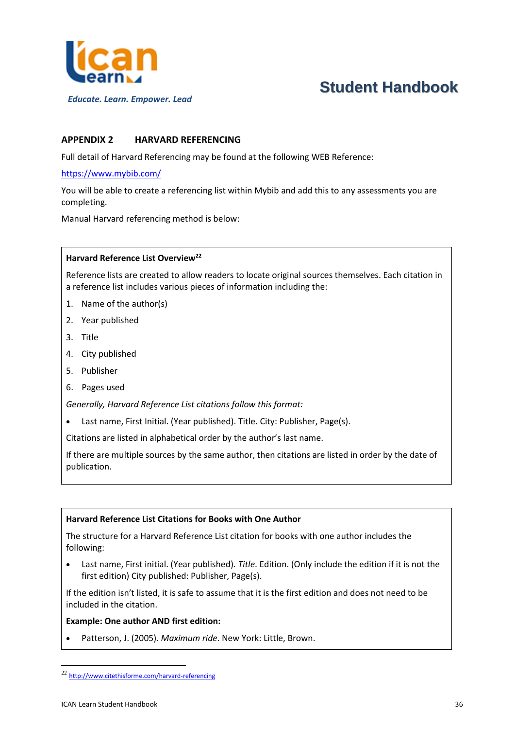## APPENDIX 2 HARVARD REFERENCING

Full detail of Harvard Referencing may be found at the following WEB Reference:

https://www.mybib.com/

You will be able to create a referencing list within Mybib and add this to any assessments you are completing.

Manual Harvard referencing method is below:

**Harvard Reference List Overview[22]**

Reference lists are created to allow readers to locate original sources themselves. Each citation in a reference list includes various pieces of information including the:

1. Name of the author(s)
2. Year published
3. Title
4. City published
5. Publisher
6. Pages used

*Generally, Harvard Reference List citations follow this format:*

- Last name, First Initial. (Year published). Title. City: Publisher, Page(s).

Citations are listed in alphabetical order by the author's last name.

If there are multiple sources by the same author, then citations are listed in order by the date of publication.

**Harvard Reference List Citations for Books with One Author**

The structure for a Harvard Reference List citation for books with one author includes the following:

- Last name, First initial. (Year published). *Title*. Edition. (Only include the edition if it is not the first edition) City published: Publisher, Page(s).

If the edition isn't listed, it is safe to assume that it is the first edition and does not need to be included in the citation.

**Example: One author AND first edition:**

- Patterson, J. (2005). *Maximum ride*. New York: Little, Brown.

[22] http://www.citethisforme.com/harvard-referencing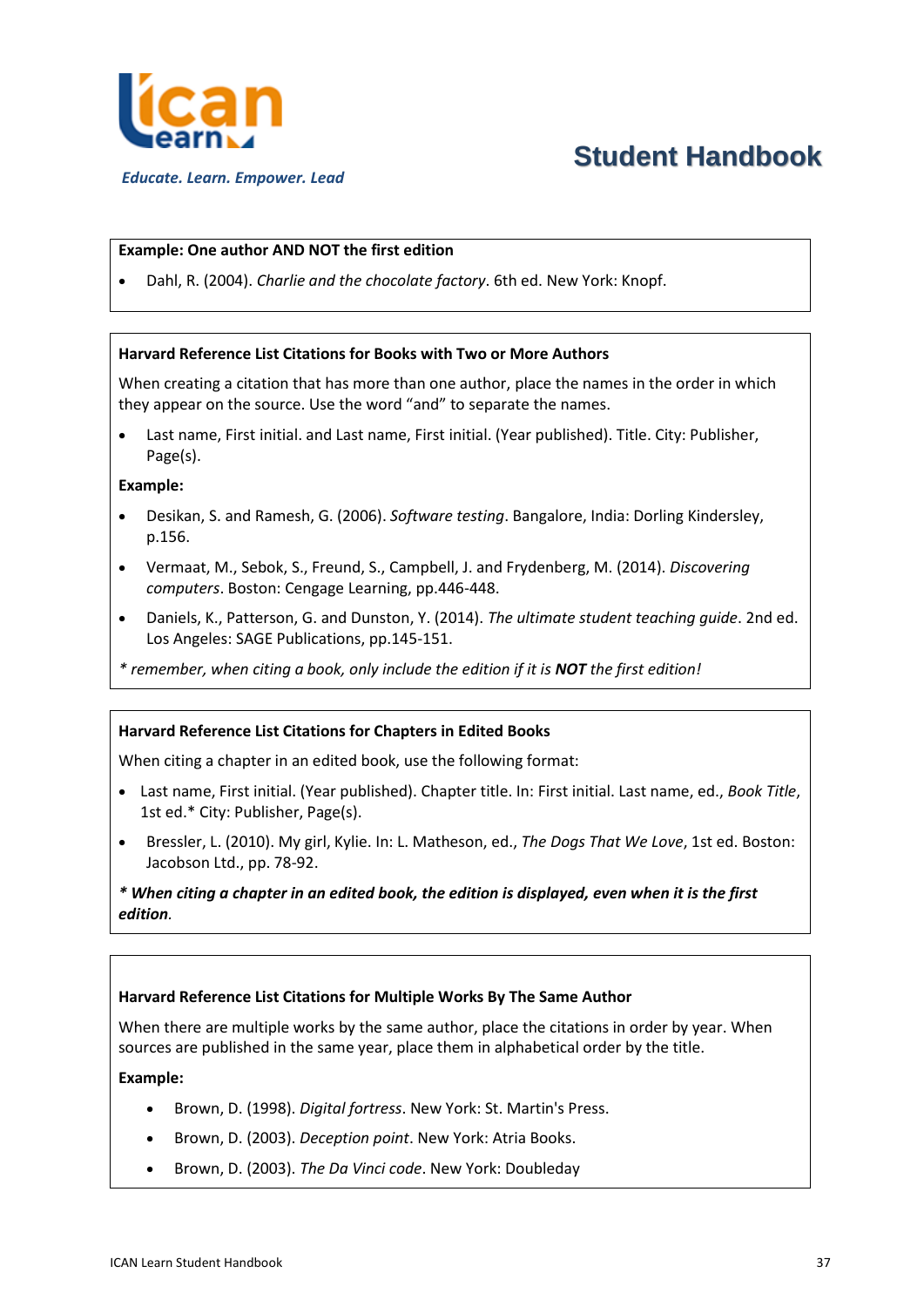**Example: One author AND NOT the first edition**

- Dahl, R. (2004). *Charlie and the chocolate factory*. 6th ed. New York: Knopf.

**Harvard Reference List Citations for Books with Two or More Authors**

When creating a citation that has more than one author, place the names in the order in which they appear on the source. Use the word "and" to separate the names.

- Last name, First initial. and Last name, First initial. (Year published). Title. City: Publisher, Page(s).

**Example:**

- Desikan, S. and Ramesh, G. (2006). *Software testing*. Bangalore, India: Dorling Kindersley, p.156.
- Vermaat, M., Sebok, S., Freund, S., Campbell, J. and Frydenberg, M. (2014). *Discovering computers*. Boston: Cengage Learning, pp.446-448.
- Daniels, K., Patterson, G. and Dunston, Y. (2014). *The ultimate student teaching guide*. 2nd ed. Los Angeles: SAGE Publications, pp.145-151.

*\* remember, when citing a book, only include the edition if it is **NOT** the first edition!*

**Harvard Reference List Citations for Chapters in Edited Books**

When citing a chapter in an edited book, use the following format:

- Last name, First initial. (Year published). Chapter title. In: First initial. Last name, ed., *Book Title*, 1st ed.* City: Publisher, Page(s).
- Bressler, L. (2010). My girl, Kylie. In: L. Matheson, ed., *The Dogs That We Love*, 1st ed. Boston: Jacobson Ltd., pp. 78-92.

***\* When citing a chapter in an edited book, the edition is displayed, even when it is the first edition**.*

**Harvard Reference List Citations for Multiple Works By The Same Author**

When there are multiple works by the same author, place the citations in order by year. When sources are published in the same year, place them in alphabetical order by the title.

**Example:**

- Brown, D. (1998). *Digital fortress*. New York: St. Martin's Press.
- Brown, D. (2003). *Deception point*. New York: Atria Books.
- Brown, D. (2003). *The Da Vinci code*. New York: Doubleday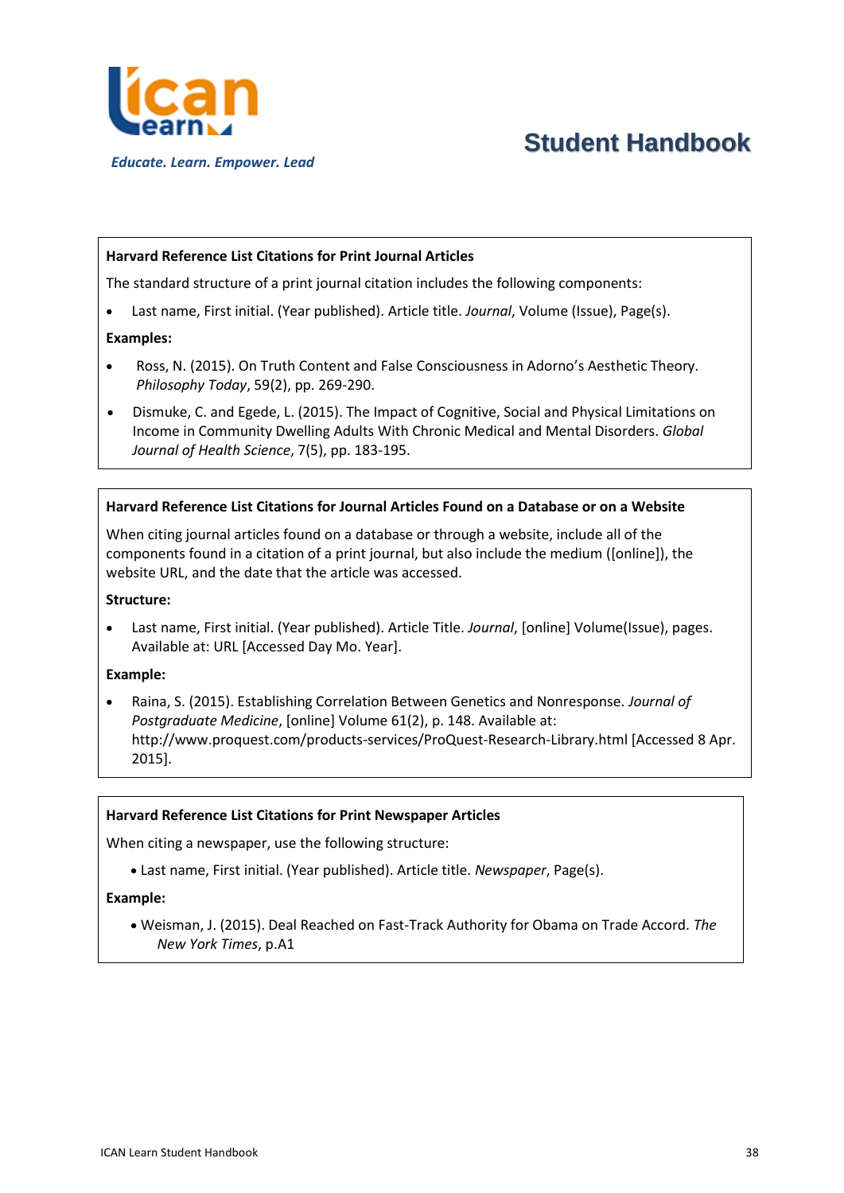### Harvard Reference List Citations for Print Journal Articles

The standard structure of a print journal citation includes the following components:

- Last name, First initial. (Year published). Article title. *Journal*, Volume (Issue), Page(s).

**Examples:**

- Ross, N. (2015). On Truth Content and False Consciousness in Adorno's Aesthetic Theory. *Philosophy Today*, 59(2), pp. 269-290.
- Dismuke, C. and Egede, L. (2015). The Impact of Cognitive, Social and Physical Limitations on Income in Community Dwelling Adults With Chronic Medical and Mental Disorders. *Global Journal of Health Science*, 7(5), pp. 183-195.

### Harvard Reference List Citations for Journal Articles Found on a Database or on a Website

When citing journal articles found on a database or through a website, include all of the components found in a citation of a print journal, but also include the medium ([online]), the website URL, and the date that the article was accessed.

**Structure:**

- Last name, First initial. (Year published). Article Title. *Journal*, [online] Volume(Issue), pages. Available at: URL [Accessed Day Mo. Year].

**Example:**

- Raina, S. (2015). Establishing Correlation Between Genetics and Nonresponse. *Journal of Postgraduate Medicine*, [online] Volume 61(2), p. 148. Available at: http://www.proquest.com/products-services/ProQuest-Research-Library.html [Accessed 8 Apr. 2015].

### Harvard Reference List Citations for Print Newspaper Articles

When citing a newspaper, use the following structure:

- Last name, First initial. (Year published). Article title. *Newspaper*, Page(s).

**Example:**

- Weisman, J. (2015). Deal Reached on Fast-Track Authority for Obama on Trade Accord. *The New York Times*, p.A1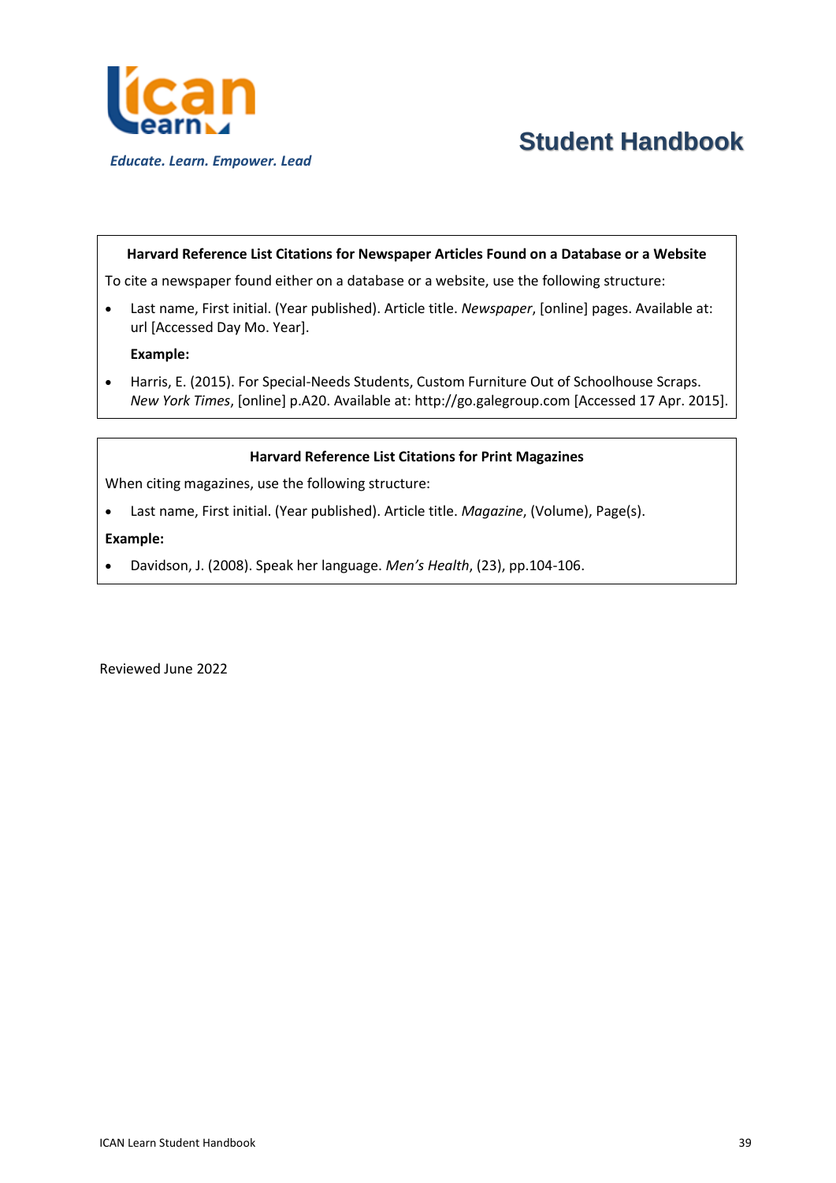### Harvard Reference List Citations for Newspaper Articles Found on a Database or a Website

To cite a newspaper found either on a database or a website, use the following structure:

- Last name, First initial. (Year published). Article title. *Newspaper*, [online] pages. Available at: url [Accessed Day Mo. Year].

**Example:**

- Harris, E. (2015). For Special-Needs Students, Custom Furniture Out of Schoolhouse Scraps. *New York Times*, [online] p.A20. Available at: http://go.galegroup.com [Accessed 17 Apr. 2015].

### Harvard Reference List Citations for Print Magazines

When citing magazines, use the following structure:

- Last name, First initial. (Year published). Article title. *Magazine*, (Volume), Page(s).

**Example:**

- Davidson, J. (2008). Speak her language. *Men's Health*, (23), pp.104-106.

Reviewed June 2022